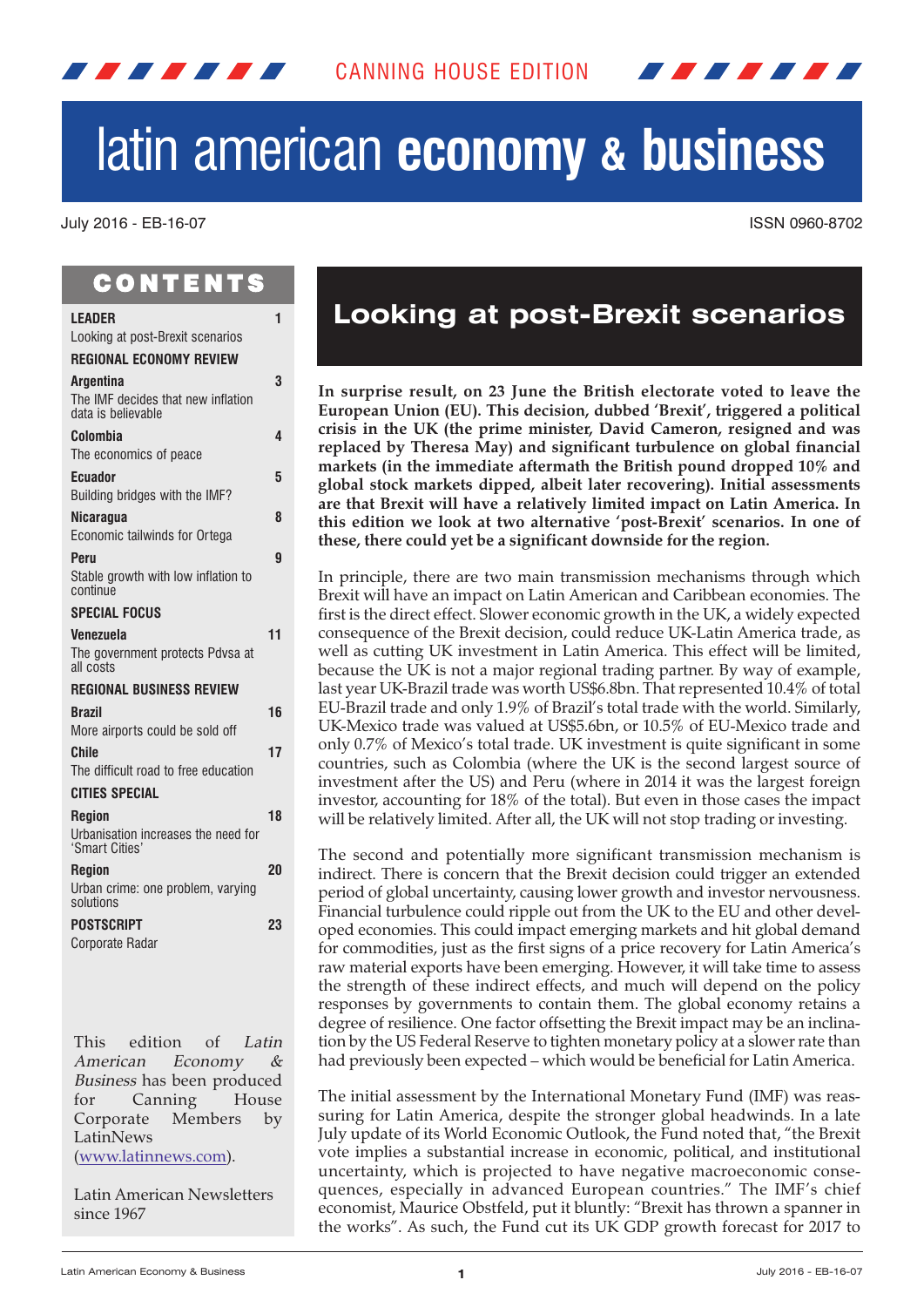CANNING HOUSE EDITION

# latin american **economy & business**

July 2016 - EB-16-07

ISSN 0960-8702

## CONTENTS

**LEADER** — 1
Looking at post-Brexit scenarios

**REGIONAL ECONOMY REVIEW**

**Argentina** — 3
The IMF decides that new inflation data is believable

**Colombia** — 4
The economics of peace

**Ecuador** — 5
Building bridges with the IMF?

**Nicaragua** — 8
Economic tailwinds for Ortega

**Peru** — 9
Stable growth with low inflation to continue

**SPECIAL FOCUS**

**Venezuela** — 11
The government protects Pdvsa at all costs

**REGIONAL BUSINESS REVIEW**

**Brazil** — 16
More airports could be sold off

**Chile** — 17
The difficult road to free education

**CITIES SPECIAL**

**Region** — 18
Urbanisation increases the need for 'Smart Cities'

**Region** — 20
Urban crime: one problem, varying solutions

**POSTSCRIPT** — 23
Corporate Radar

This edition of *Latin American Economy & Business* has been produced for Canning House Corporate Members by LatinNews (www.latinnews.com).

Latin American Newsletters since 1967

# Looking at post-Brexit scenarios

**In surprise result, on 23 June the British electorate voted to leave the European Union (EU). This decision, dubbed 'Brexit', triggered a political crisis in the UK (the prime minister, David Cameron, resigned and was replaced by Theresa May) and significant turbulence on global financial markets (in the immediate aftermath the British pound dropped 10% and global stock markets dipped, albeit later recovering). Initial assessments are that Brexit will have a relatively limited impact on Latin America. In this edition we look at two alternative 'post-Brexit' scenarios. In one of these, there could yet be a significant downside for the region.**

In principle, there are two main transmission mechanisms through which Brexit will have an impact on Latin American and Caribbean economies. The first is the direct effect. Slower economic growth in the UK, a widely expected consequence of the Brexit decision, could reduce UK-Latin America trade, as well as cutting UK investment in Latin America. This effect will be limited, because the UK is not a major regional trading partner. By way of example, last year UK-Brazil trade was worth US$6.8bn. That represented 10.4% of total EU-Brazil trade and only 1.9% of Brazil's total trade with the world. Similarly, UK-Mexico trade was valued at US$5.6bn, or 10.5% of EU-Mexico trade and only 0.7% of Mexico's total trade. UK investment is quite significant in some countries, such as Colombia (where the UK is the second largest source of investment after the US) and Peru (where in 2014 it was the largest foreign investor, accounting for 18% of the total). But even in those cases the impact will be relatively limited. After all, the UK will not stop trading or investing.

The second and potentially more significant transmission mechanism is indirect. There is concern that the Brexit decision could trigger an extended period of global uncertainty, causing lower growth and investor nervousness. Financial turbulence could ripple out from the UK to the EU and other developed economies. This could impact emerging markets and hit global demand for commodities, just as the first signs of a price recovery for Latin America's raw material exports have been emerging. However, it will take time to assess the strength of these indirect effects, and much will depend on the policy responses by governments to contain them. The global economy retains a degree of resilience. One factor offsetting the Brexit impact may be an inclination by the US Federal Reserve to tighten monetary policy at a slower rate than had previously been expected – which would be beneficial for Latin America.

The initial assessment by the International Monetary Fund (IMF) was reassuring for Latin America, despite the stronger global headwinds. In a late July update of its World Economic Outlook, the Fund noted that, "the Brexit vote implies a substantial increase in economic, political, and institutional uncertainty, which is projected to have negative macroeconomic consequences, especially in advanced European countries." The IMF's chief economist, Maurice Obstfeld, put it bluntly: "Brexit has thrown a spanner in the works". As such, the Fund cut its UK GDP growth forecast for 2017 to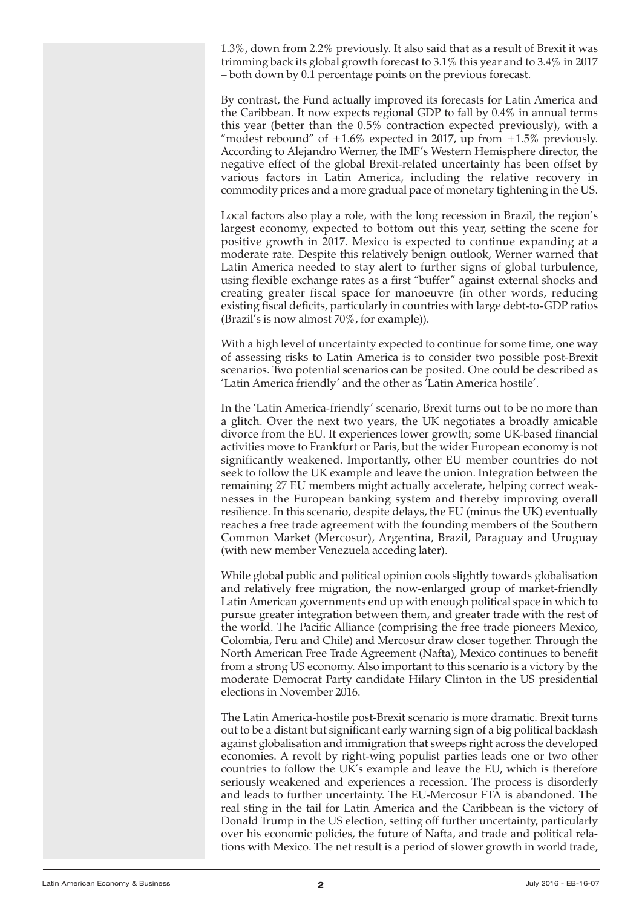1.3%, down from 2.2% previously. It also said that as a result of Brexit it was trimming back its global growth forecast to 3.1% this year and to 3.4% in 2017 – both down by 0.1 percentage points on the previous forecast.

By contrast, the Fund actually improved its forecasts for Latin America and the Caribbean. It now expects regional GDP to fall by 0.4% in annual terms this year (better than the 0.5% contraction expected previously), with a "modest rebound" of +1.6% expected in 2017, up from +1.5% previously. According to Alejandro Werner, the IMF's Western Hemisphere director, the negative effect of the global Brexit-related uncertainty has been offset by various factors in Latin America, including the relative recovery in commodity prices and a more gradual pace of monetary tightening in the US.

Local factors also play a role, with the long recession in Brazil, the region's largest economy, expected to bottom out this year, setting the scene for positive growth in 2017. Mexico is expected to continue expanding at a moderate rate. Despite this relatively benign outlook, Werner warned that Latin America needed to stay alert to further signs of global turbulence, using flexible exchange rates as a first "buffer" against external shocks and creating greater fiscal space for manoeuvre (in other words, reducing existing fiscal deficits, particularly in countries with large debt-to-GDP ratios (Brazil's is now almost 70%, for example)).

With a high level of uncertainty expected to continue for some time, one way of assessing risks to Latin America is to consider two possible post-Brexit scenarios. Two potential scenarios can be posited. One could be described as 'Latin America friendly' and the other as 'Latin America hostile'.

In the 'Latin America-friendly' scenario, Brexit turns out to be no more than a glitch. Over the next two years, the UK negotiates a broadly amicable divorce from the EU. It experiences lower growth; some UK-based financial activities move to Frankfurt or Paris, but the wider European economy do not significantly weakened. Importantly, other EU member countries do not seek to follow the UK example and leave the union. Integration between the remaining 27 EU members might actually accelerate, helping correct weaknesses in the European banking system and thereby improving overall resilience. In this scenario, despite delays, the EU (minus the UK) eventually reaches a free trade agreement with the founding members of the Southern Common Market (Mercosur), Argentina, Brazil, Paraguay and Uruguay (with new member Venezuela acceding later).

While global public and political opinion cools slightly towards globalisation and relatively free migration, the now-enlarged group of market-friendly Latin American governments end up with enough political space in which to pursue greater integration between them, and greater trade with the rest of the world. The Pacific Alliance (comprising the free trade pioneers Mexico, Colombia, Peru and Chile) and Mercosur draw closer together. Through the North American Free Trade Agreement (Nafta), Mexico continues to benefit from a strong US economy. Also important to this scenario is a victory by the moderate Democrat Party candidate Hilary Clinton in the US presidential elections in November 2016.

The Latin America-hostile post-Brexit scenario is more dramatic. Brexit turns out to be a distant but significant early warning sign of a big political backlash against globalisation and immigration that sweeps right across the developed economies. A revolt by right-wing populist parties leads one or two other countries to follow the UK's example and leave the EU, which is therefore seriously weakened and experiences a recession. The process is disorderly and leads to further uncertainty. The EU-Mercosur FTA is abandoned. The real sting in the tail for Latin America and the Caribbean is the victory of Donald Trump in the US election, setting off further uncertainty, particularly over his economic policies, the future of Nafta, and trade and political relations with Mexico. The net result is a period of slower growth in world trade,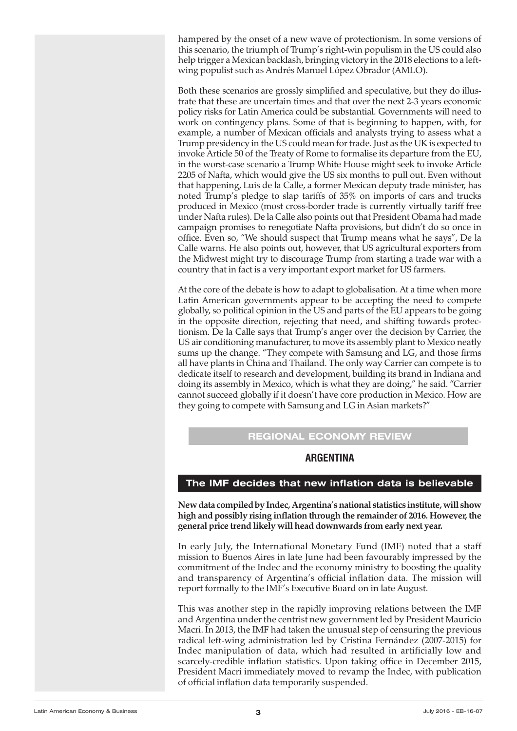hampered by the onset of a new wave of protectionism. In some versions of this scenario, the triumph of Trump's right-win populism in the US could also help trigger a Mexican backlash, bringing victory in the 2018 elections to a left-wing populist such as Andrés Manuel López Obrador (AMLO).

Both these scenarios are grossly simplified and speculative, but they do illustrate that these are uncertain times and that over the next 2-3 years economic policy risks for Latin America could be substantial. Governments will need to work on contingency plans. Some of that is beginning to happen, with, for example, a number of Mexican officials and analysts trying to assess what a Trump presidency in the US could mean for trade. Just as the UK is expected to invoke Article 50 of the Treaty of Rome to formalise its departure from the EU, in the worst-case scenario a Trump White House might seek to invoke Article 2205 of Nafta, which would give the US six months to pull out. Even without that happening, Luis de la Calle, a former Mexican deputy trade minister, has noted Trump's pledge to slap tariffs of 35% on imports of cars and trucks produced in Mexico (most cross-border trade is currently virtually tariff free under Nafta rules). De la Calle also points out that President Obama had made campaign promises to renegotiate Nafta provisions, but didn't do so once in office. Even so, "We should suspect that Trump means what he says", De la Calle warns. He also points out, however, that US agricultural exporters from the Midwest might try to discourage Trump from starting a trade war with a country that in fact is a very important export market for US farmers.

At the core of the debate is how to adapt to globalisation. At a time when more Latin American governments appear to be accepting the need to compete globally, so political opinion in the US and parts of the EU appears to be going in the opposite direction, rejecting that need, and shifting towards protectionism. De la Calle says that Trump's anger over the decision by Carrier, the US air conditioning manufacturer, to move its assembly plant to Mexico neatly sums up the change. "They compete with Samsung and LG, and those firms all have plants in China and Thailand. The only way Carrier can compete is to dedicate itself to research and development, building its brand in Indiana and doing its assembly in Mexico, which is what they are doing," he said. "Carrier cannot succeed globally if it doesn't have core production in Mexico. How are they going to compete with Samsung and LG in Asian markets?"

## REGIONAL ECONOMY REVIEW

## ARGENTINA

### The IMF decides that new inflation data is believable

**New data compiled by Indec, Argentina's national statistics institute, will show high and possibly rising inflation through the remainder of 2016. However, the general price trend likely will head downwards from early next year.**

In early July, the International Monetary Fund (IMF) noted that a staff mission to Buenos Aires in late June had been favourably impressed by the commitment of the Indec and the economy ministry to boosting the quality and transparency of Argentina's official inflation data. The mission will report formally to the IMF's Executive Board on in late August.

This was another step in the rapidly improving relations between the IMF and Argentina under the centrist new government led by President Mauricio Macri. In 2013, the IMF had taken the unusual step of censuring the previous radical left-wing administration led by Cristina Fernández (2007-2015) for Indec manipulation of data, which had resulted in artificially low and scarcely-credible inflation statistics. Upon taking office in December 2015, President Macri immediately moved to revamp the Indec, with publication of official inflation data temporarily suspended.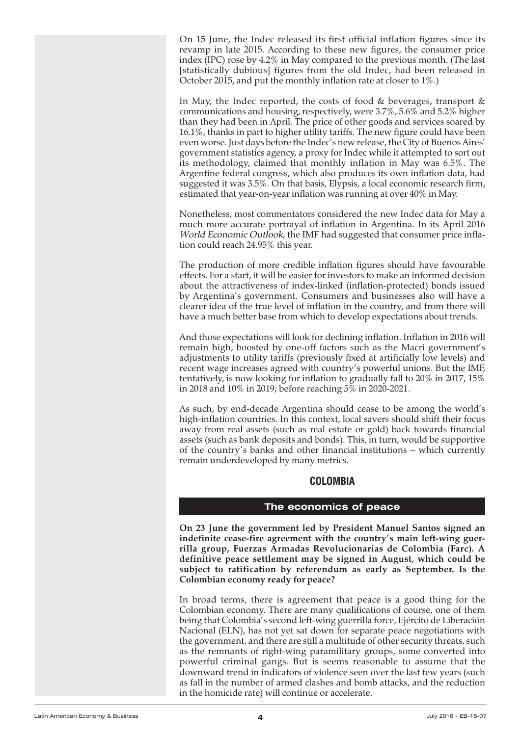On 15 June, the Indec released its first official inflation figures since its revamp in late 2015. According to these new figures, the consumer price index (IPC) rose by 4.2% in May compared to the previous month. (The last [statistically dubious] figures from the old Indec, had been released in October 2015, and put the monthly inflation rate at closer to 1%.)

In May, the Indec reported, the costs of food & beverages, transport & communications and housing, respectively, were 3.7%, 5.6% and 5.2% higher than they had been in April. The price of other goods and services soared by 16.1%, thanks in part to higher utility tariffs. The new figure could have been even worse. Just days before the Indec's new release, the City of Buenos Aires' government statistics agency, a proxy for Indec while it attempted to sort out its methodology, claimed that monthly inflation in May was 6.5%. The Argentine federal congress, which also produces its own inflation data, had suggested it was 3.5%. On that basis, Elypsis, a local economic research firm, estimated that year-on-year inflation was running at over 40% in May.

Nonetheless, most commentators considered the new Indec data for May a much more accurate portrayal of inflation in Argentina. In its April 2016 *World Economic Outlook*, the IMF had suggested that consumer price inflation could reach 24.95% this year.

The production of more credible inflation figures should have favourable effects. For a start, it will be easier for investors to make an informed decision about the attractiveness of index-linked (inflation-protected) bonds issued by Argentina's government. Consumers and businesses also will have a clearer idea of the true level of inflation in the country, and from there will have a much better base from which to develop expectations about trends.

And those expectations will look for declining inflation. Inflation in 2016 will remain high, boosted by one-off factors such as the Macri government's adjustments to utility tariffs (previously fixed at artificially low levels) and recent wage increases agreed with country's powerful unions. But the IMF, tentatively, is now looking for inflation to gradually fall to 20% in 2017, 15% in 2018 and 10% in 2019; before reaching 5% in 2020-2021.

As such, by end-decade Argentina should cease to be among the world's high-inflation countries. In this context, local savers should shift their focus away from real assets (such as real estate or gold) back towards financial assets (such as bank deposits and bonds). This, in turn, would be supportive of the country's banks and other financial institutions – which currently remain underdeveloped by many metrics.

## COLOMBIA

### The economics of peace

**On 23 June the government led by President Manuel Santos signed an indefinite cease-fire agreement with the country's main left-wing guerrilla group, Fuerzas Armadas Revolucionarias de Colombia (Farc). A definitive peace settlement may be signed in August, which could be subject to ratification by referendum as early as September. Is the Colombian economy ready for peace?**

In broad terms, there is agreement that peace is a good thing for the Colombian economy. There are many qualifications of course, one of them being that Colombia's second left-wing guerrilla force, Ejército de Liberación Nacional (ELN), has not yet sat down for separate peace negotiations with the government, and there are still a multitude of other security threats, such as the remnants of right-wing paramilitary groups, some converted into powerful criminal gangs. But is seems reasonable to assume that the downward trend in indicators of violence seen over the last few years (such as fall in the number of armed clashes and bomb attacks, and the reduction in the homicide rate) will continue or accelerate.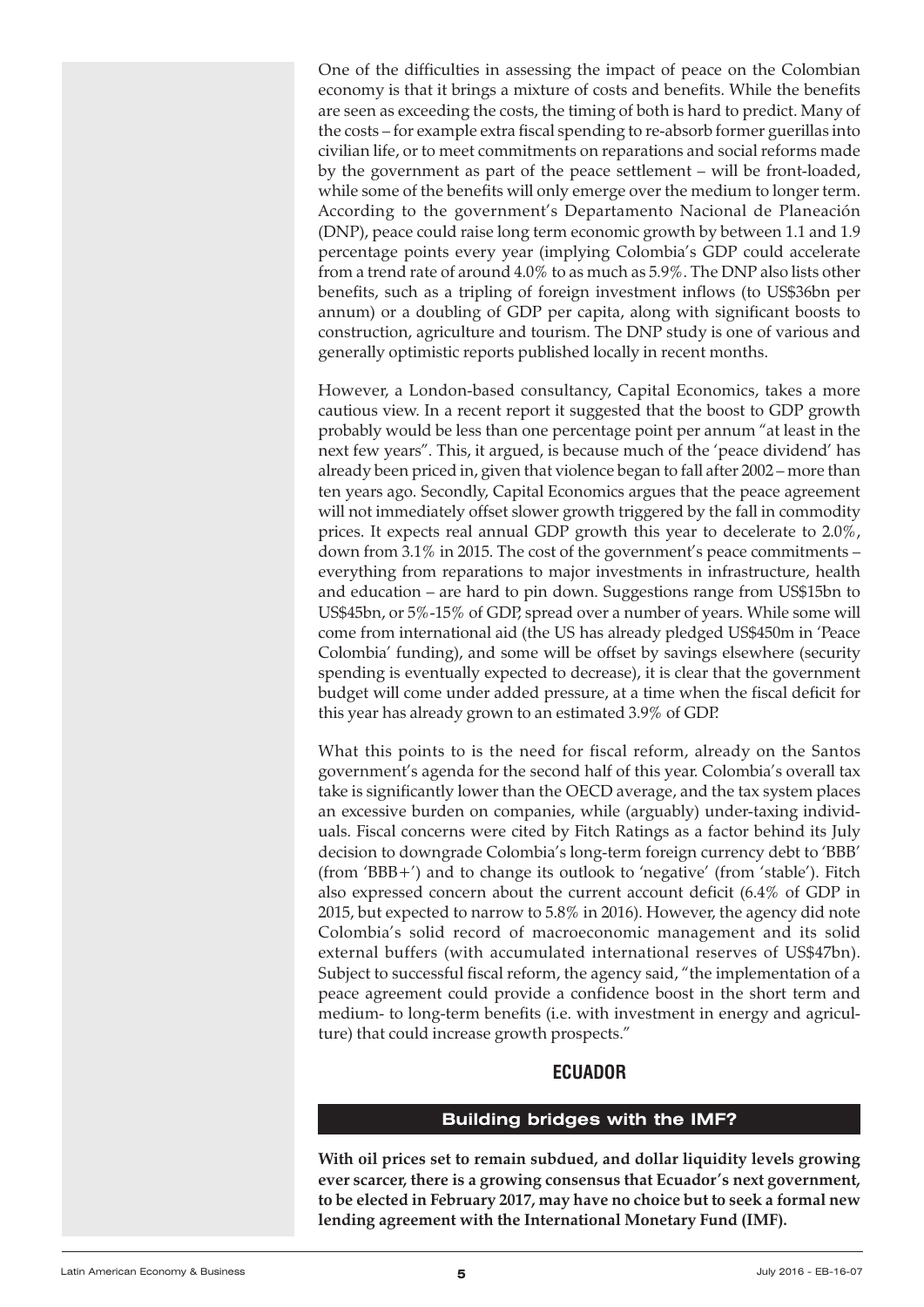One of the difficulties in assessing the impact of peace on the Colombian economy is that it brings a mixture of costs and benefits. While the benefits are seen as exceeding the costs, the timing of both is hard to predict. Many of the costs – for example extra fiscal spending to re-absorb former guerillas into civilian life, or to meet commitments on reparations and social reforms made by the government as part of the peace settlement – will be front-loaded, while some of the benefits will only emerge over the medium to longer term. According to the government's Departamento Nacional de Planeación (DNP), peace could raise long term economic growth by between 1.1 and 1.9 percentage points every year (implying Colombia's GDP could accelerate from a trend rate of around 4.0% to as much as 5.9%. The DNP also lists other benefits, such as a tripling of foreign investment inflows (to US$36bn per annum) or a doubling of GDP per capita, along with significant boosts to construction, agriculture and tourism. The DNP study is one of various and generally optimistic reports published locally in recent months.

However, a London-based consultancy, Capital Economics, takes a more cautious view. In a recent report it suggested that the boost to GDP growth probably would be less than one percentage point per annum "at least in the next few years". This, it argued, is because much of the 'peace dividend' has already been priced in, given that violence began to fall after 2002 – more than ten years ago. Secondly, Capital Economics argues that the peace agreement will not immediately offset slower growth triggered by the fall in commodity prices. It expects real annual GDP growth this year to decelerate to 2.0%, down from 3.1% in 2015. The cost of the government's peace commitments – everything from reparations to major investments in infrastructure, health and education – are hard to pin down. Suggestions range from US$15bn to US$45bn, or 5%-15% of GDP, spread over a number of years. While some will come from international aid (the US has already pledged US$450m in 'Peace Colombia' funding), and some will be offset by savings elsewhere (security spending is eventually expected to decrease), it is clear that the government budget will come under added pressure, at a time when the fiscal deficit for this year has already grown to an estimated 3.9% of GDP.

What this points to is the need for fiscal reform, already on the Santos government's agenda for the second half of this year. Colombia's overall tax take is significantly lower than the OECD average, and the tax system places an excessive burden on companies, while (arguably) under-taxing individuals. Fiscal concerns were cited by Fitch Ratings as a factor behind its July decision to downgrade Colombia's long-term foreign currency debt to 'BBB' (from 'BBB+') and to change its outlook to 'negative' (from 'stable'). Fitch also expressed concern about the current account deficit (6.4% of GDP in 2015, but expected to narrow to 5.8% in 2016). However, the agency did note Colombia's solid record of macroeconomic management and its solid external buffers (with accumulated international reserves of US$47bn). Subject to successful fiscal reform, the agency said, "the implementation of a peace agreement could provide a confidence boost in the short term and medium- to long-term benefits (i.e. with investment in energy and agriculture) that could increase growth prospects."

## ECUADOR

### Building bridges with the IMF?

**With oil prices set to remain subdued, and dollar liquidity levels growing ever scarcer, there is a growing consensus that Ecuador's next government, to be elected in February 2017, may have no choice but to seek a formal new lending agreement with the International Monetary Fund (IMF).**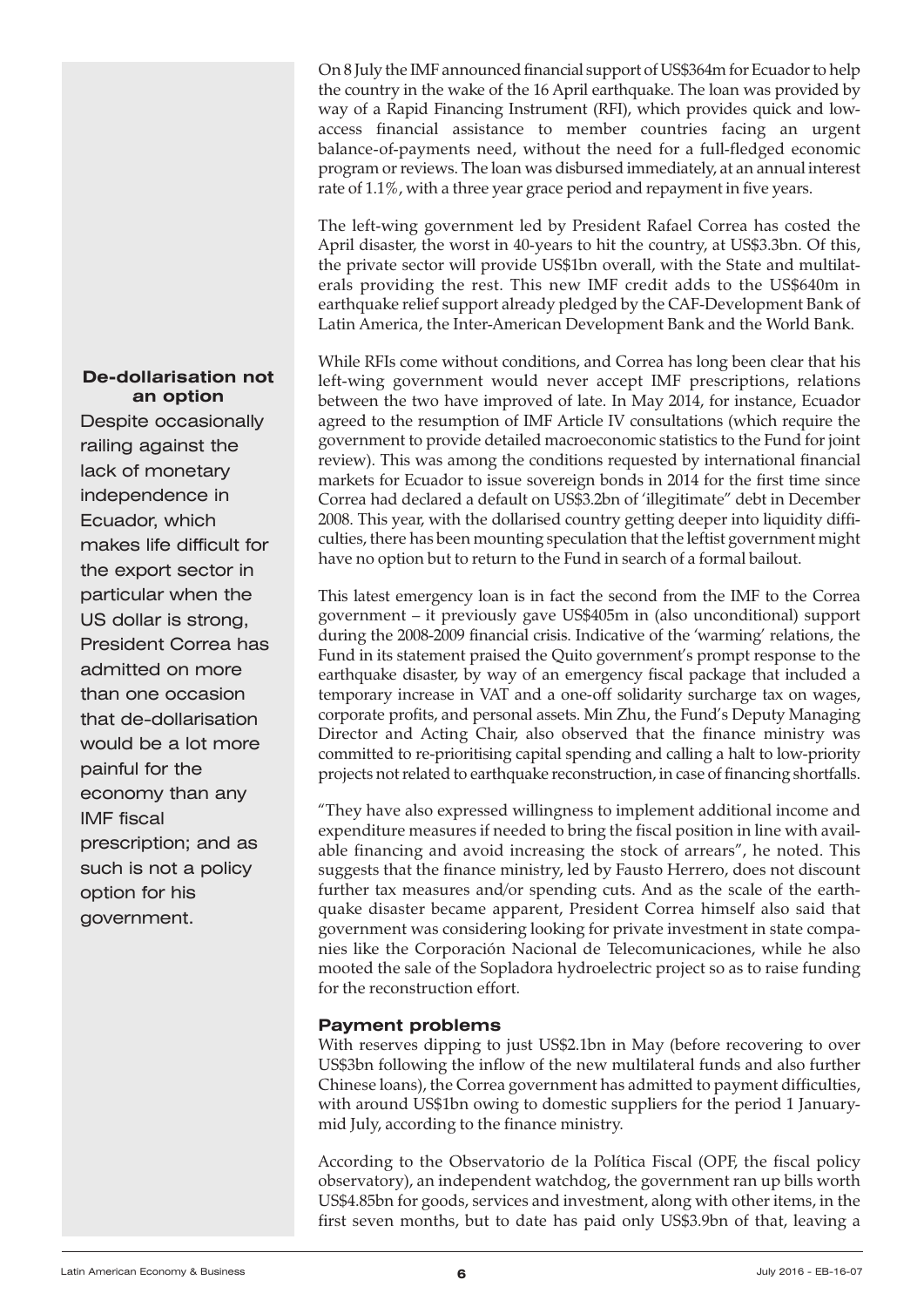On 8 July the IMF announced financial support of US$364m for Ecuador to help the country in the wake of the 16 April earthquake. The loan was provided by way of a Rapid Financing Instrument (RFI), which provides quick and low-access financial assistance to member countries facing an urgent balance-of-payments need, without the need for a full-fledged economic program or reviews. The loan was disbursed immediately, at an annual interest rate of 1.1%, with a three year grace period and repayment in five years.

The left-wing government led by President Rafael Correa has costed the April disaster, the worst in 40-years to hit the country, at US$3.3bn. Of this, the private sector will provide US$1bn overall, with the State and multilaterals providing the rest. This new IMF credit adds to the US$640m in earthquake relief support already pledged by the CAF-Development Bank of Latin America, the Inter-American Development Bank and the World Bank.

While RFIs come without conditions, and Correa has long been clear that his left-wing government would never accept IMF prescriptions, relations between the two have improved of late. In May 2014, for instance, Ecuador agreed to the resumption of IMF Article IV consultations (which require the government to provide detailed macroeconomic statistics to the Fund for joint review). This was among the conditions requested by international financial markets for Ecuador to issue sovereign bonds in 2014 for the first time since Correa had declared a default on US$3.2bn of 'illegitimate" debt in December 2008. This year, with the dollarised country getting deeper into liquidity difficulties, there has been mounting speculation that the leftist government might have no option but to return to the Fund in search of a formal bailout.

This latest emergency loan is in fact the second from the IMF to the Correa government – it previously gave US$405m in (also unconditional) support during the 2008-2009 financial crisis. Indicative of the 'warming' relations, the Fund in its statement praised the Quito government's prompt response to the earthquake disaster, by way of an emergency fiscal package that included a temporary increase in VAT and a one-off solidarity surcharge tax on wages, corporate profits, and personal assets. Min Zhu, the Fund's Deputy Managing Director and Acting Chair, also observed that the finance ministry was committed to re-prioritising capital spending and calling a halt to low-priority projects not related to earthquake reconstruction, in case of financing shortfalls.

"They have also expressed willingness to implement additional income and expenditure measures if needed to bring the fiscal position in line with available financing and avoid increasing the stock of arrears", he noted. This suggests that the finance ministry, led by Fausto Herrero, does not discount further tax measures and/or spending cuts. And as the scale of the earthquake disaster became apparent, President Correa himself also said that government was considering looking for private investment in state companies like the Corporación Nacional de Telecomunicaciones, while he also mooted the sale of the Sopladora hydroelectric project so as to raise funding for the reconstruction effort.

**De-dollarisation not an option**

Despite occasionally railing against the lack of monetary independence in Ecuador, which makes life difficult for the export sector in particular when the US dollar is strong, President Correa has admitted on more than one occasion that de-dollarisation would be a lot more painful for the economy than any IMF fiscal prescription; and as such is not a policy option for his government.

### Payment problems

With reserves dipping to just US$2.1bn in May (before recovering to over US$3bn following the inflow of the new multilateral funds and also further Chinese loans), the Correa government has admitted to payment difficulties, with around US$1bn owing to domestic suppliers for the period 1 January-mid July, according to the finance ministry.

According to the Observatorio de la Política Fiscal (OPF, the fiscal policy observatory), an independent watchdog, the government ran up bills worth US$4.85bn for goods, services and investment, along with other items, in the first seven months, but to date has paid only US$3.9bn of that, leaving a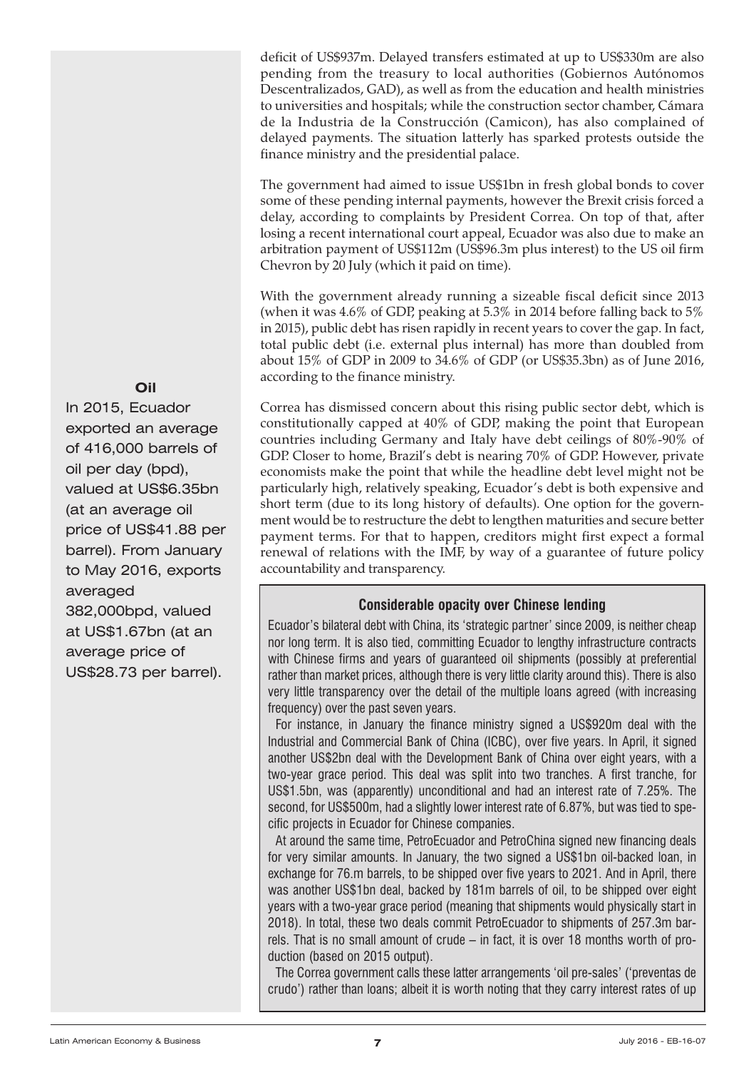deficit of US$937m. Delayed transfers estimated at up to US$330m are also pending from the treasury to local authorities (Gobiernos Autónomos Descentralizados, GAD), as well as from the education and health ministries to universities and hospitals; while the construction sector chamber, Cámara de la Industria de la Construcción (Camicon), has also complained of delayed payments. The situation latterly has sparked protests outside the finance ministry and the presidential palace.

The government had aimed to issue US$1bn in fresh global bonds to cover some of these pending internal payments, however the Brexit crisis forced a delay, according to complaints by President Correa. On top of that, after losing a recent international court appeal, Ecuador was also due to make an arbitration payment of US$112m (US$96.3m plus interest) to the US oil firm Chevron by 20 July (which it paid on time).

With the government already running a sizeable fiscal deficit since 2013 (when it was 4.6% of GDP, peaking at 5.3% in 2014 before falling back to 5% in 2015), public debt has risen rapidly in recent years to cover the gap. In fact, total public debt (i.e. external plus internal) has more than doubled from about 15% of GDP in 2009 to 34.6% of GDP (or US$35.3bn) as of June 2016, according to the finance ministry.

Correa has dismissed concern about this rising public sector debt, which is constitutionally capped at 40% of GDP, making the point that European countries including Germany and Italy have debt ceilings of 80%-90% of GDP. Closer to home, Brazil's debt is nearing 70% of GDP. However, private economists make the point that while the headline debt level might not be particularly high, relatively speaking, Ecuador's debt is both expensive and short term (due to its long history of defaults). One option for the government would be to restructure the debt to lengthen maturities and secure better payment terms. For that to happen, creditors might first expect a formal renewal of relations with the IMF, by way of a guarantee of future policy accountability and transparency.

**Oil**

In 2015, Ecuador exported an average of 416,000 barrels of oil per day (bpd), valued at US$6.35bn (at an average oil price of US$41.88 per barrel). From January to May 2016, exports averaged 382,000bpd, valued at US$1.67bn (at an average price of US$28.73 per barrel).

### Considerable opacity over Chinese lending

Ecuador's bilateral debt with China, its 'strategic partner' since 2009, is neither cheap nor long term. It is also tied, committing Ecuador to lengthy infrastructure contracts with Chinese firms and years of guaranteed oil shipments (possibly at preferential rather than market prices, although there is very little clarity around this). There is also very little transparency over the detail of the multiple loans agreed (with increasing frequency) over the past seven years.

For instance, in January the finance ministry signed a US$920m deal with the Industrial and Commercial Bank of China (ICBC), over five years. In April, it signed another US$2bn deal with the Development Bank of China over eight years, with a two-year grace period. This deal was split into two tranches. A first tranche, for US$1.5bn, was (apparently) unconditional and had an interest rate of 7.25%. The second, for US$500m, had a slightly lower interest rate of 6.87%, but was tied to specific projects in Ecuador for Chinese companies.

At around the same time, PetroEcuador and PetroChina signed new financing deals for very similar amounts. In January, the two signed a US$1bn oil-backed loan, in exchange for 76.m barrels, to be shipped over five years to 2021. And in April, there was another US$1bn deal, backed by 181m barrels of oil, to be shipped over eight years with a two-year grace period (meaning that shipments would physically start in 2018). In total, these two deals commit PetroEcuador to shipments of 257.3m barrels. That is no small amount of crude – in fact, it is over 18 months worth of production (based on 2015 output).

The Correa government calls these latter arrangements 'oil pre-sales' ('preventas de crudo') rather than loans; albeit it is worth noting that they carry interest rates of up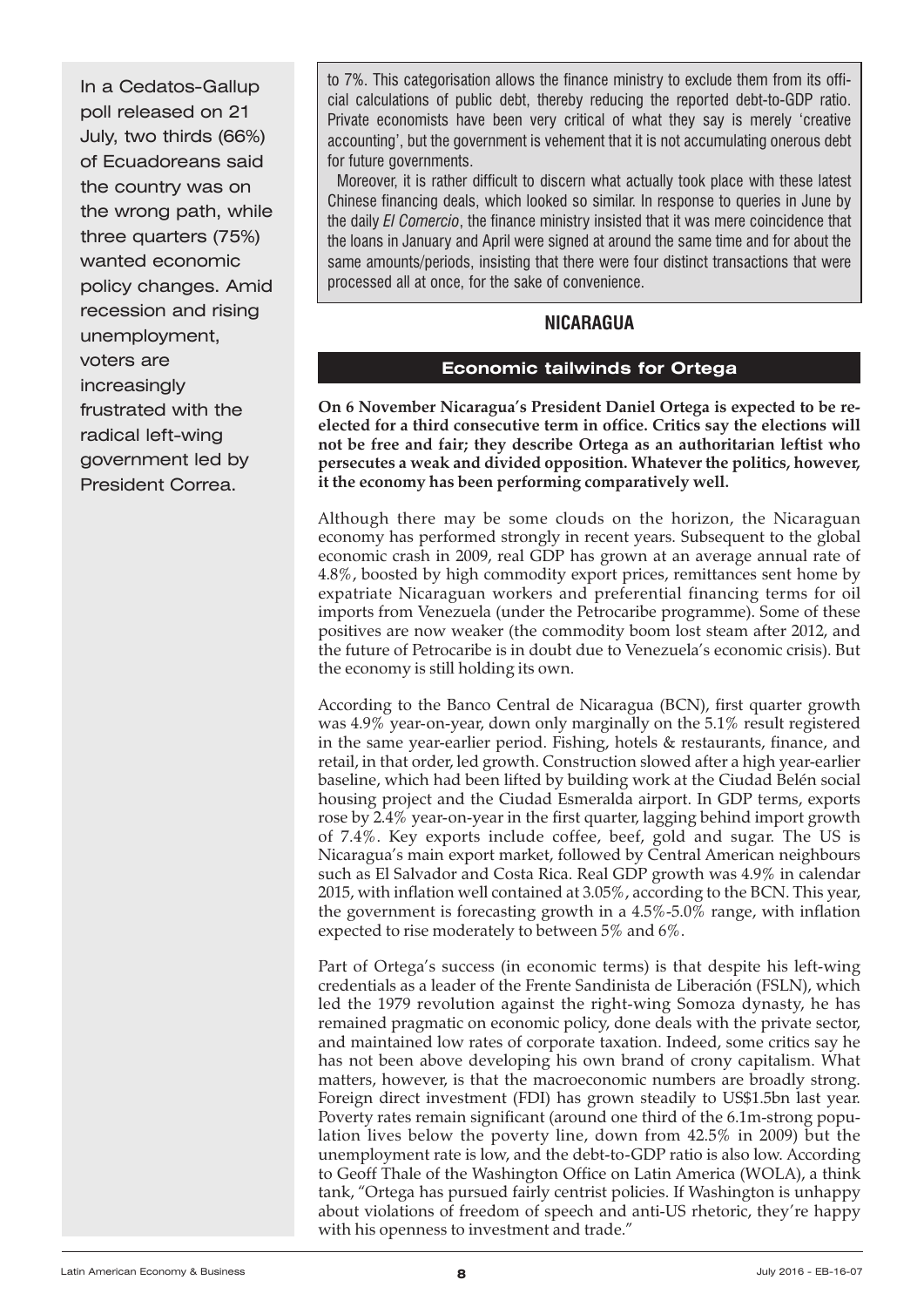In a Cedatos-Gallup poll released on 21 July, two thirds (66%) of Ecuadoreans said the country was on the wrong path, while three quarters (75%) wanted economic policy changes. Amid recession and rising unemployment, voters are increasingly frustrated with the radical left-wing government led by President Correa.

to 7%. This categorisation allows the finance ministry to exclude them from its official calculations of public debt, thereby reducing the reported debt-to-GDP ratio. Private economists have been very critical of what they say is merely 'creative accounting', but the government is vehement that it is not accumulating onerous debt for future governments.

Moreover, it is rather difficult to discern what actually took place with these latest Chinese financing deals, which looked so similar. In response to queries in June by the daily *El Comercio*, the finance ministry insisted that it was mere coincidence that the loans in January and April were signed at around the same time and for about the same amounts/periods, insisting that there were four distinct transactions that were processed all at once, for the sake of convenience.

## NICARAGUA

### Economic tailwinds for Ortega

**On 6 November Nicaragua's President Daniel Ortega is expected to be re-elected for a third consecutive term in office. Critics say the elections will not be free and fair; they describe Ortega as an authoritarian leftist who persecutes a weak and divided opposition. Whatever the politics, however, it the economy has been performing comparatively well.**

Although there may be some clouds on the horizon, the Nicaraguan economy has performed strongly in recent years. Subsequent to the global economic crash in 2009, real GDP has grown at an average annual rate of 4.8%, boosted by high commodity export prices, remittances sent home by expatriate Nicaraguan workers and preferential financing terms for oil imports from Venezuela (under the Petrocaribe programme). Some of these positives are now weaker (the commodity boom lost steam after 2012, and the future of Petrocaribe is in doubt due to Venezuela's economic crisis). But the economy is still holding its own.

According to the Banco Central de Nicaragua (BCN), first quarter growth was 4.9% year-on-year, down only marginally on the 5.1% result registered in the same year-earlier period. Fishing, hotels & restaurants, finance, and retail, in that order, led growth. Construction slowed after a high year-earlier baseline, which had been lifted by building work at the Ciudad Belén social housing project and the Ciudad Esmeralda airport. In GDP terms, exports rose by 2.4% year-on-year in the first quarter, lagging behind import growth of 7.4%. Key exports include coffee, beef, gold and sugar. The US is Nicaragua's main export market, followed by Central American neighbours such as El Salvador and Costa Rica. Real GDP growth was 4.9% in calendar 2015, with inflation well contained at 3.05%, according to the BCN. This year, the government is forecasting growth in a 4.5%-5.0% range, with inflation expected to rise moderately to between 5% and 6%.

Part of Ortega's success (in economic terms) is that despite his left-wing credentials as a leader of the Frente Sandinista de Liberación (FSLN), which led the 1979 revolution against the right-wing Somoza dynasty, he has remained pragmatic on economic policy, done deals with the private sector, and maintained low rates of corporate taxation. Indeed, some critics say he has not been above developing his own brand of crony capitalism. What matters, however, is that the macroeconomic numbers are broadly strong. Foreign direct investment (FDI) has grown steadily to US$1.5bn last year. Poverty rates remain significant (around one third of the 6.1m-strong population lives below the poverty line, down from 42.5% in 2009) but the unemployment rate is low, and the debt-to-GDP ratio is also low. According to Geoff Thale of the Washington Office on Latin America (WOLA), a think tank, "Ortega has pursued fairly centrist policies. If Washington is unhappy about violations of freedom of speech and anti-US rhetoric, they're happy with his openness to investment and trade."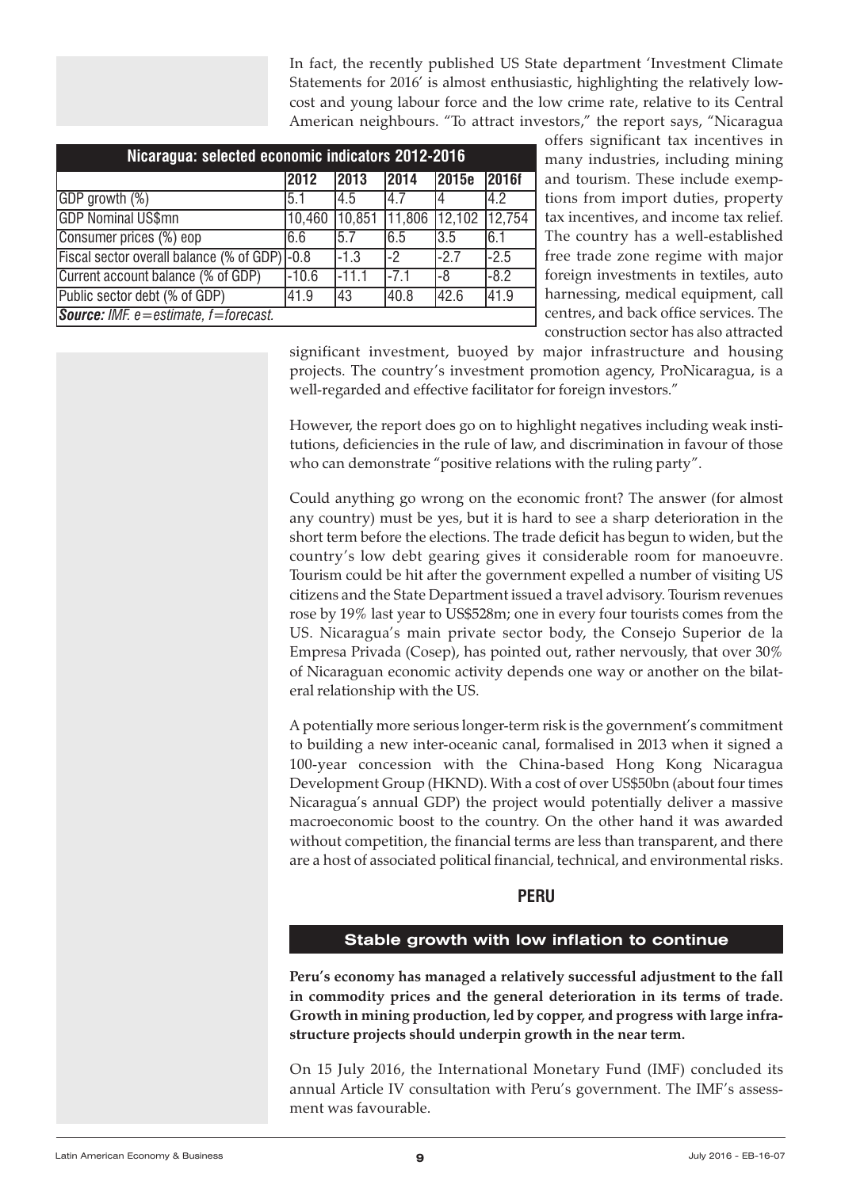In fact, the recently published US State department 'Investment Climate Statements for 2016' is almost enthusiastic, highlighting the relatively low-cost and young labour force and the low crime rate, relative to its Central American neighbours. "To attract investors," the report says, "Nicaragua offers significant tax incentives in many industries, including mining and tourism. These include exemptions from import duties, property tax incentives, and income tax relief. The country has a well-established free trade zone regime with major foreign investments in textiles, auto harnessing, medical equipment, call centres, and back office services. The construction sector has also attracted significant investment, buoyed by major infrastructure and housing projects. The country's investment promotion agency, ProNicaragua, is a well-regarded and effective facilitator for foreign investors."

**Nicaragua: selected economic indicators 2012-2016**

| | 2012 | 2013 | 2014 | 2015e | 2016f |
|---|---|---|---|---|---|
| GDP growth (%) | 5.1 | 4.5 | 4.7 | 4 | 4.2 |
| GDP Nominal US$mn | 10,460 | 10,851 | 11,806 | 12,102 | 12,754 |
| Consumer prices (%) eop | 6.6 | 5.7 | 6.5 | 3.5 | 6.1 |
| Fiscal sector overall balance (% of GDP) | -0.8 | -1.3 | -2 | -2.7 | -2.5 |
| Current account balance (% of GDP) | -10.6 | -11.1 | -7.1 | -8 | -8.2 |
| Public sector debt (% of GDP) | 41.9 | 43 | 40.8 | 42.6 | 41.9 |

***Source:*** *IMF. e=estimate, f=forecast.*

However, the report does go on to highlight negatives including weak institutions, deficiencies in the rule of law, and discrimination in favour of those who can demonstrate "positive relations with the ruling party".

Could anything go wrong on the economic front? The answer (for almost any country) must be yes, but it is hard to see a sharp deterioration in the short term before the elections. The trade deficit has begun to widen, but the country's low debt gearing gives it considerable room for manoeuvre. Tourism could be hit after the government expelled a number of visiting US citizens and the State Department issued a travel advisory. Tourism revenues rose by 19% last year to US$528m; one in every four tourists comes from the US. Nicaragua's main private sector body, the Consejo Superior de la Empresa Privada (Cosep), has pointed out, rather nervously, that over 30% of Nicaraguan economic activity depends one way or another on the bilateral relationship with the US.

A potentially more serious longer-term risk is the government's commitment to building a new inter-oceanic canal, formalised in 2013 when it signed a 100-year concession with the China-based Hong Kong Nicaragua Development Group (HKND). With a cost of over US$50bn (about four times Nicaragua's annual GDP) the project would potentially deliver a massive macroeconomic boost to the country. On the other hand it was awarded without competition, the financial terms are less than transparent, and there are a host of associated political financial, technical, and environmental risks.

## PERU

### Stable growth with low inflation to continue

**Peru's economy has managed a relatively successful adjustment to the fall in commodity prices and the general deterioration in its terms of trade. Growth in mining production, led by copper, and progress with large infrastructure projects should underpin growth in the near term.**

On 15 July 2016, the International Monetary Fund (IMF) concluded its annual Article IV consultation with Peru's government. The IMF's assessment was favourable.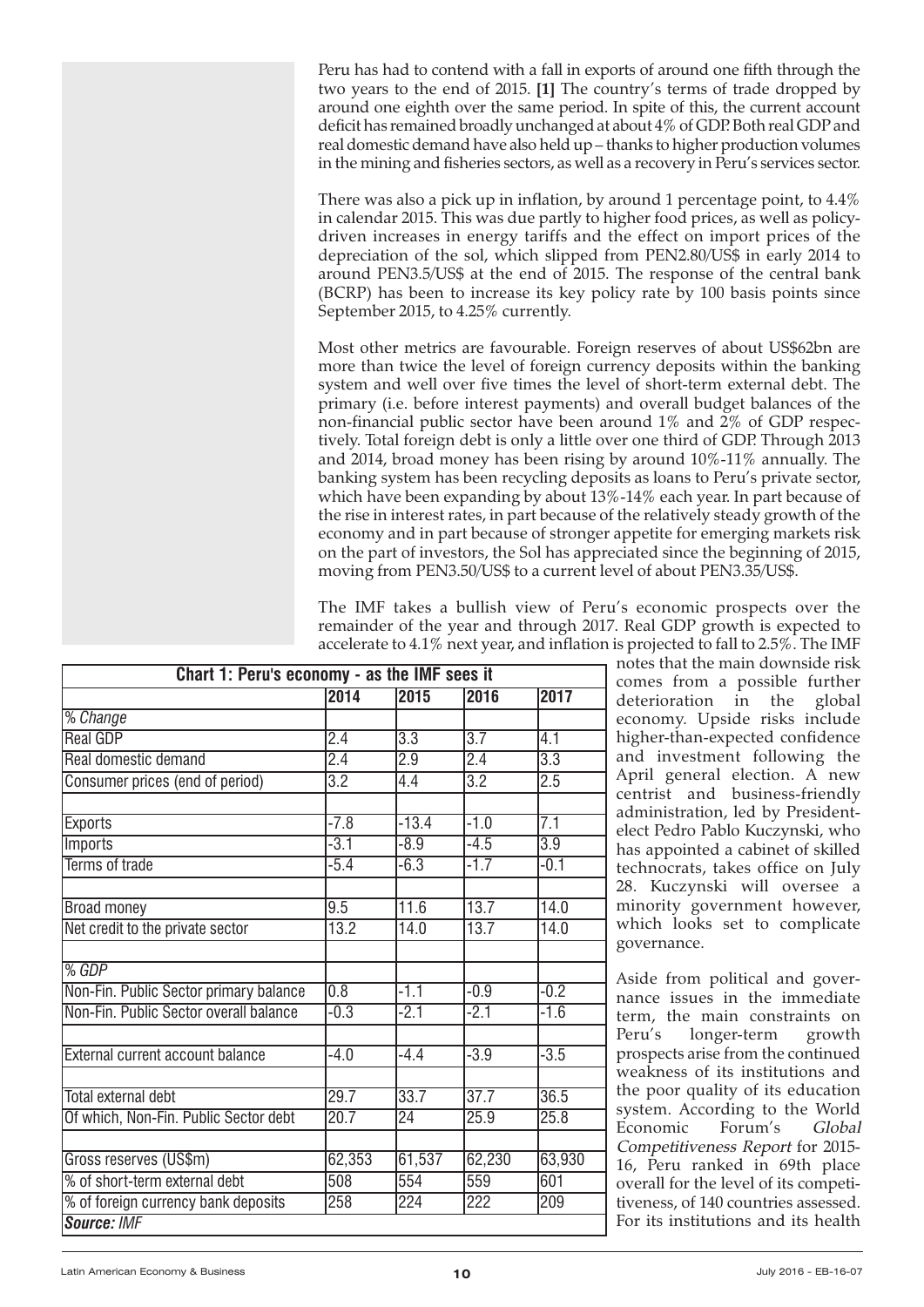Peru has had to contend with a fall in exports of around one fifth through the two years to the end of 2015. **[1]** The country's terms of trade dropped by around one eighth over the same period. In spite of this, the current account deficit has remained broadly unchanged at about 4% of GDP. Both real GDP and real domestic demand have also held up – thanks to higher production volumes in the mining and fisheries sectors, as well as a recovery in Peru's services sector.

There was also a pick up in inflation, by around 1 percentage point, to 4.4% in calendar 2015. This was due partly to higher food prices, as well as policy-driven increases in energy tariffs and the effect on import prices of the depreciation of the sol, which slipped from PEN2.80/US$ in early 2014 to around PEN3.5/US$ at the end of 2015. The response of the central bank (BCRP) has been to increase its key policy rate by 100 basis points since September 2015, to 4.25% currently.

Most other metrics are favourable. Foreign reserves of about US$62bn are more than twice the level of foreign currency deposits within the banking system and well over five times the level of short-term external debt. The primary (i.e. before interest payments) and overall budget balances of the non-financial public sector have been around 1% and 2% of GDP respectively. Total foreign debt is only a little over one third of GDP. Through 2013 and 2014, broad money has been rising by around 10%-11% annually. The banking system has been recycling deposits as loans to Peru's private sector, which have been expanding by about 13%-14% each year. In part because of the rise in interest rates, in part because of the relatively steady growth of the economy and in part because of stronger appetite for emerging markets risk on the part of investors, the Sol has appreciated since the beginning of 2015, moving from PEN3.50/US$ to a current level of about PEN3.35/US$.

The IMF takes a bullish view of Peru's economic prospects over the remainder of the year and through 2017. Real GDP growth is expected to accelerate to 4.1% next year, and inflation is projected to fall to 2.5%. The IMF notes that the main downside risk comes from a possible further deterioration in the global economy. Upside risks include higher-than-expected confidence and investment following the April general election. A new centrist and business-friendly administration, led by President-elect Pedro Pablo Kuczynski, who has appointed a cabinet of skilled technocrats, takes office on July 28. Kuczynski will oversee a minority government however, which looks set to complicate governance.

Aside from political and governance issues in the immediate term, the main constraints on Peru's longer-term growth prospects arise from the continued weakness of its institutions and the poor quality of its education system. According to the World Economic Forum's *Global Competitiveness Report* for 2015-16, Peru ranked in 69th place overall for the level of its competitiveness, of 140 countries assessed. For its institutions and its health

**Chart 1: Peru's economy - as the IMF sees it**

| | 2014 | 2015 | 2016 | 2017 |
|---|---|---|---|---|
| *% Change* | | | | |
| Real GDP | 2.4 | 3.3 | 3.7 | 4.1 |
| Real domestic demand | 2.4 | 2.9 | 2.4 | 3.3 |
| Consumer prices (end of period) | 3.2 | 4.4 | 3.2 | 2.5 |
| | | | | |
| Exports | -7.8 | -13.4 | -1.0 | 7.1 |
| Imports | -3.1 | -8.9 | -4.5 | 3.9 |
| Terms of trade | -5.4 | -6.3 | -1.7 | -0.1 |
| | | | | |
| Broad money | 9.5 | 11.6 | 13.7 | 14.0 |
| Net credit to the private sector | 13.2 | 14.0 | 13.7 | 14.0 |
| | | | | |
| *% GDP* | | | | |
| Non-Fin. Public Sector primary balance | 0.8 | -1.1 | -0.9 | -0.2 |
| Non-Fin. Public Sector overall balance | -0.3 | -2.1 | -2.1 | -1.6 |
| | | | | |
| External current account balance | -4.0 | -4.4 | -3.9 | -3.5 |
| | | | | |
| Total external debt | 29.7 | 33.7 | 37.7 | 36.5 |
| Of which, Non-Fin. Public Sector debt | 20.7 | 24 | 25.9 | 25.8 |
| | | | | |
| Gross reserves (US$m) | 62,353 | 61,537 | 62,230 | 63,930 |
| % of short-term external debt | 508 | 554 | 559 | 601 |
| % of foreign currency bank deposits | 258 | 224 | 222 | 209 |

***Source:** IMF*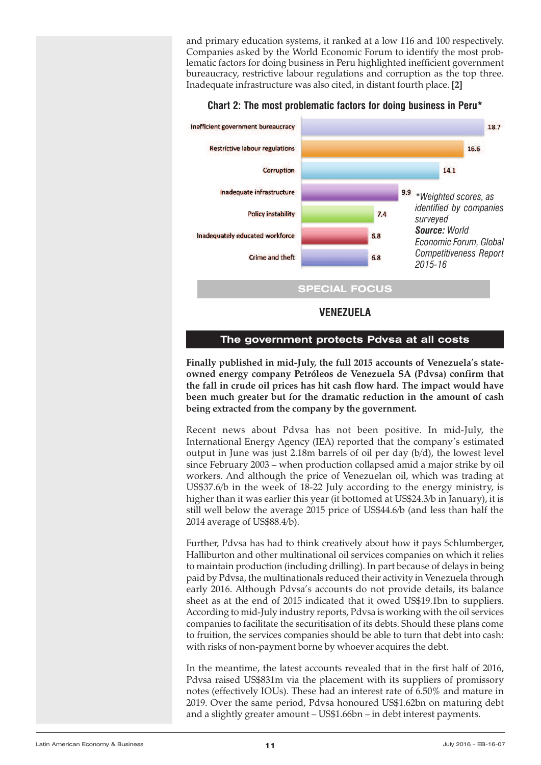and primary education systems, it ranked at a low 116 and 100 respectively. Companies asked by the World Economic Forum to identify the most problematic factors for doing business in Peru highlighted inefficient government bureaucracy, restrictive labour regulations and corruption as the top three. Inadequate infrastructure was also cited, in distant fourth place. **[2]**

**Chart 2: The most problematic factors for doing business in Peru***

| Factor | Score |
|---|---|
| Inefficient government bureaucracy | 18.7 |
| Restrictive labour regulations | 16.6 |
| Corruption | 14.1 |
| Inadequate infrastructure | 9.9 |
| Policy instability | 7.4 |
| Inadequately educated workforce | 6.8 |
| Crime and theft | 6.8 |

**Weighted scores, as identified by companies surveyed*
***Source:** World Economic Forum, Global Competitiveness Report 2015-16*

## SPECIAL FOCUS

## VENEZUELA

### The government protects Pdvsa at all costs

**Finally published in mid-July, the full 2015 accounts of Venezuela's state-owned energy company Petróleos de Venezuela SA (Pdvsa) confirm that the fall in crude oil prices has hit cash flow hard. The impact would have been much greater but for the dramatic reduction in the amount of cash being extracted from the company by the government.**

Recent news about Pdvsa has not been positive. In mid-July, the International Energy Agency (IEA) reported that the company's estimated output in June was just 2.18m barrels of oil per day (b/d), the lowest level since February 2003 – when production collapsed amid a major strike by oil workers. And although the price of Venezuelan oil, which was trading at US$37.6/b in the week of 18-22 July according to the energy ministry, is higher than it was earlier this year (it bottomed at US$24.3/b in January), it is still well below the average 2015 price of US$44.6/b (and less than half the 2014 average of US$88.4/b).

Further, Pdvsa has had to think creatively about how it pays Schlumberger, Halliburton and other multinational oil services companies on which it relies to maintain production (including drilling). In part because of delays in being paid by Pdvsa, the multinationals reduced their activity in Venezuela through early 2016. Although Pdvsa's accounts do not provide details, its balance sheet as at the end of 2015 indicated that it owed US$19.1bn to suppliers. According to mid-July industry reports, Pdvsa is working with the oil services companies to facilitate the securitisation of its debts. Should these plans come to fruition, the services companies should be able to turn that debt into cash: with risks of non-payment borne by whoever acquires the debt.

In the meantime, the latest accounts revealed that in the first half of 2016, Pdvsa raised US$831m via the placement with its suppliers of promissory notes (effectively IOUs). These had an interest rate of 6.50% and mature in 2019. Over the same period, Pdvsa honoured US$1.62bn on maturing debt and a slightly greater amount – US$1.66bn – in debt interest payments.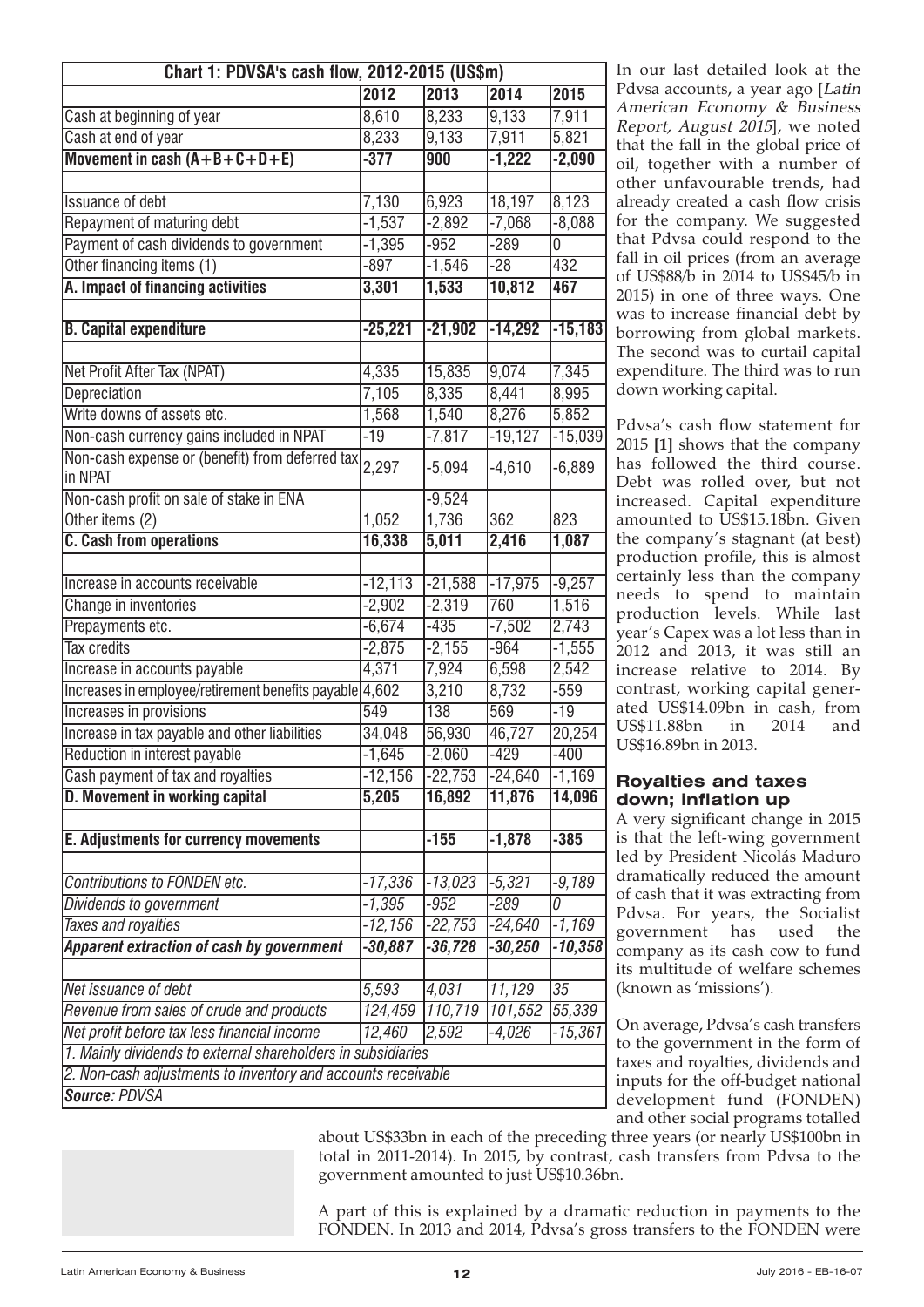| Chart 1: PDVSA's cash flow, 2012-2015 (US$m) | | | | |
|---|---|---|---|---|
| | 2012 | 2013 | 2014 | 2015 |
| Cash at beginning of year | 8,610 | 8,233 | 9,133 | 7,911 |
| Cash at end of year | 8,233 | 9,133 | 7,911 | 5,821 |
| **Movement in cash (A+B+C+D+E)** | **-377** | **900** | **-1,222** | **-2,090** |
| | | | | |
| Issuance of debt | 7,130 | 6,923 | 18,197 | 8,123 |
| Repayment of maturing debt | -1,537 | -2,892 | -7,068 | -8,088 |
| Payment of cash dividends to government | -1,395 | -952 | -289 | 0 |
| Other financing items (1) | -897 | -1,546 | -28 | 432 |
| **A. Impact of financing activities** | **3,301** | **1,533** | **10,812** | **467** |
| | | | | |
| **B. Capital expenditure** | **-25,221** | **-21,902** | **-14,292** | **-15,183** |
| | | | | |
| Net Profit After Tax (NPAT) | 4,335 | 15,835 | 9,074 | 7,345 |
| Depreciation | 7,105 | 8,335 | 8,441 | 8,995 |
| Write downs of assets etc. | 1,568 | 1,540 | 8,276 | 5,852 |
| Non-cash currency gains included in NPAT | -19 | -7,817 | -19,127 | -15,039 |
| Non-cash expense or (benefit) from deferred tax in NPAT | 2,297 | -5,094 | -4,610 | -6,889 |
| Non-cash profit on sale of stake in ENA | | -9,524 | | |
| Other items (2) | 1,052 | 1,736 | 362 | 823 |
| **C. Cash from operations** | **16,338** | **5,011** | **2,416** | **1,087** |
| | | | | |
| Increase in accounts receivable | -12,113 | -21,588 | -17,975 | -9,257 |
| Change in inventories | -2,902 | -2,319 | 760 | 1,516 |
| Prepayments etc. | -6,674 | -435 | -7,502 | 2,743 |
| Tax credits | -2,875 | -2,155 | -964 | -1,555 |
| Increase in accounts payable | 4,371 | 7,924 | 6,598 | 2,542 |
| Increases in employee/retirement benefits payable | 4,602 | 3,210 | 8,732 | -559 |
| Increases in provisions | 549 | 138 | 569 | -19 |
| Increase in tax payable and other liabilities | 34,048 | 56,930 | 46,727 | 20,254 |
| Reduction in interest payable | -1,645 | -2,060 | -429 | -400 |
| Cash payment of tax and royalties | -12,156 | -22,753 | -24,640 | -1,169 |
| **D. Movement in working capital** | **5,205** | **16,892** | **11,876** | **14,096** |
| | | | | |
| **E. Adjustments for currency movements** | | **-155** | **-1,878** | **-385** |
| | | | | |
| *Contributions to FONDEN etc.* | *-17,336* | *-13,023* | *-5,321* | *-9,189* |
| *Dividends to government* | *-1,395* | *-952* | *-289* | *0* |
| *Taxes and royalties* | *-12,156* | *-22,753* | *-24,640* | *-1,169* |
| ***Apparent extraction of cash by government*** | ***-30,887*** | ***-36,728*** | ***-30,250*** | ***-10,358*** |
| | | | | |
| *Net issuance of debt* | *5,593* | *4,031* | *11,129* | *35* |
| *Revenue from sales of crude and products* | *124,459* | *110,719* | *101,552* | *55,339* |
| *Net profit before tax less financial income* | *12,460* | *2,592* | *-4,026* | *-15,361* |

*1. Mainly dividends to external shareholders in subsidiaries*

*2. Non-cash adjustments to inventory and accounts receivable*

***Source:** PDVSA*

In our last detailed look at the Pdvsa accounts, a year ago [*Latin American Economy & Business Report, August 2015*], we noted that the fall in the global price of oil, together with a number of other unfavourable trends, had already created a cash flow crisis for the company. We suggested that Pdvsa could respond to the fall in oil prices (from an average of US$88/b in 2014 to US$45/b in 2015) in one of three ways. One was to increase financial debt by borrowing from global markets. The second was to curtail capital expenditure. The third was to run down working capital.

Pdvsa's cash flow statement for 2015 **[1]** shows that the company has followed the third course. Debt was rolled over, but not increased. Capital expenditure amounted to US$15.18bn. Given the company's stagnant (at best) production profile, this is almost certainly less than the company needs to spend to maintain production levels. While last year's Capex was a lot less than in 2012 and 2013, it was still an increase relative to 2014. By contrast, working capital generated US$14.09bn in cash, from US$11.88bn in 2014 and US$16.89bn in 2013.

### Royalties and taxes down; inflation up

A very significant change in 2015 is that the left-wing government led by President Nicolás Maduro dramatically reduced the amount of cash that it was extracting from Pdvsa. For years, the Socialist government has used the company as its cash cow to fund its multitude of welfare schemes (known as 'missions').

On average, Pdvsa's cash transfers to the government in the form of taxes and royalties, dividends and inputs for the off-budget national development fund (FONDEN) and other social programs totalled about US$33bn in each of the preceding three years (or nearly US$100bn in total in 2011-2014). In 2015, by contrast, cash transfers from Pdvsa to the government amounted to just US$10.36bn.

A part of this is explained by a dramatic reduction in payments to the FONDEN. In 2013 and 2014, Pdvsa's gross transfers to the FONDEN were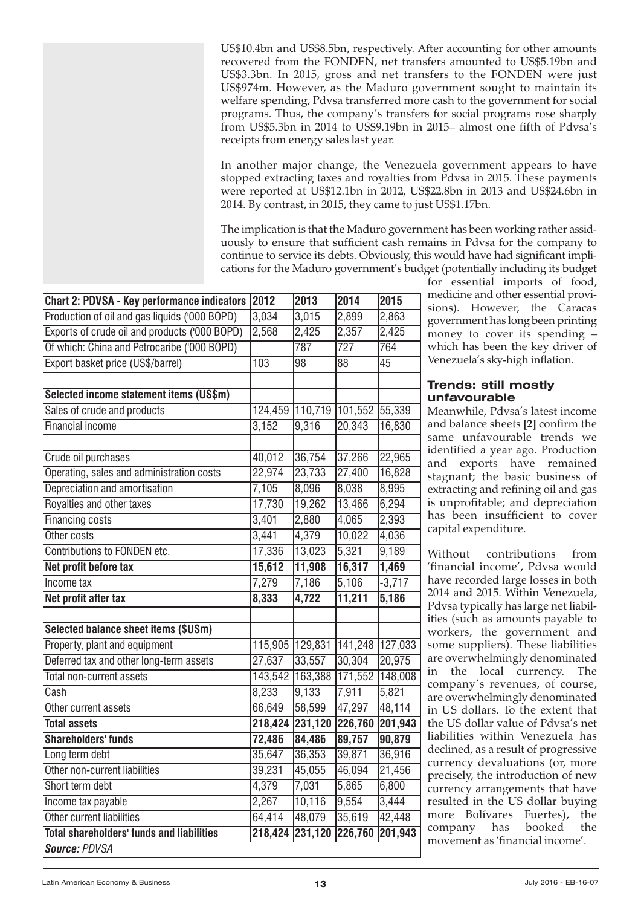US$10.4bn and US$8.5bn, respectively. After accounting for other amounts recovered from the FONDEN, net transfers amounted to US$5.19bn and US$3.3bn. In 2015, gross and net transfers to the FONDEN were just US$974m. However, as the Maduro government sought to maintain its welfare spending, Pdvsa transferred more cash to the government for social programs. Thus, the company's transfers for social programs rose sharply from US$5.3bn in 2014 to US$9.19bn in 2015– almost one fifth of Pdvsa's receipts from energy sales last year.

In another major change, the Venezuela government appears to have stopped extracting taxes and royalties from Pdvsa in 2015. These payments were reported at US$12.1bn in 2012, US$22.8bn in 2013 and US$24.6bn in 2014. By contrast, in 2015, they came to just US$1.17bn.

The implication is that the Maduro government has been working rather assiduously to ensure that sufficient cash remains in Pdvsa for the company to continue to service its debts. Obviously, this would have had significant implications for the Maduro government's budget (potentially including its budget for essential imports of food, medicine and other essential provisions). However, the Caracas government has long been printing money to cover its spending – which has been the key driver of Venezuela's sky-high inflation.

| **Chart 2: PDVSA - Key performance indicators** | **2012** | **2013** | **2014** | **2015** |
|---|---|---|---|---|
| Production of oil and gas liquids ('000 BOPD) | 3,034 | 3,015 | 2,899 | 2,863 |
| Exports of crude oil and products ('000 BOPD) | 2,568 | 2,425 | 2,357 | 2,425 |
| Of which: China and Petrocaribe ('000 BOPD) | | 787 | 727 | 764 |
| Export basket price (US$/barrel) | 103 | 98 | 88 | 45 |
| | | | | |
| **Selected income statement items (US$m)** | | | | |
| Sales of crude and products | 124,459 | 110,719 | 101,552 | 55,339 |
| Financial income | 3,152 | 9,316 | 20,343 | 16,830 |
| | | | | |
| Crude oil purchases | 40,012 | 36,754 | 37,266 | 22,965 |
| Operating, sales and administration costs | 22,974 | 23,733 | 27,400 | 16,828 |
| Depreciation and amortisation | 7,105 | 8,096 | 8,038 | 8,995 |
| Royalties and other taxes | 17,730 | 19,262 | 13,466 | 6,294 |
| Financing costs | 3,401 | 2,880 | 4,065 | 2,393 |
| Other costs | 3,441 | 4,379 | 10,022 | 4,036 |
| Contributions to FONDEN etc. | 17,336 | 13,023 | 5,321 | 9,189 |
| **Net profit before tax** | **15,612** | **11,908** | **16,317** | **1,469** |
| Income tax | 7,279 | 7,186 | 5,106 | -3,717 |
| **Net profit after tax** | **8,333** | **4,722** | **11,211** | **5,186** |
| | | | | |
| **Selected balance sheet items ($USm)** | | | | |
| Property, plant and equipment | 115,905 | 129,831 | 141,248 | 127,033 |
| Deferred tax and other long-term assets | 27,637 | 33,557 | 30,304 | 20,975 |
| Total non-current assets | 143,542 | 163,388 | 171,552 | 148,008 |
| Cash | 8,233 | 9,133 | 7,911 | 5,821 |
| Other current assets | 66,649 | 58,599 | 47,297 | 48,114 |
| **Total assets** | **218,424** | **231,120** | **226,760** | **201,943** |
| **Shareholders' funds** | **72,486** | **84,486** | **89,757** | **90,879** |
| Long term debt | 35,647 | 36,353 | 39,871 | 36,916 |
| Other non-current liabilities | 39,231 | 45,055 | 46,094 | 21,456 |
| Short term debt | 4,379 | 7,031 | 5,865 | 6,800 |
| Income tax payable | 2,267 | 10,116 | 9,554 | 3,444 |
| Other current liabilities | 64,414 | 48,079 | 35,619 | 42,448 |
| **Total shareholders' funds and liabilities** | **218,424** | **231,120** | **226,760** | **201,943** |

***Source:** PDVSA*

### Trends: still mostly unfavourable

Meanwhile, Pdvsa's latest income and balance sheets **[2]** confirm the same unfavourable trends we identified a year ago. Production and exports have remained stagnant; the basic business of extracting and refining oil and gas is unprofitable; and depreciation has been insufficient to cover capital expenditure.

Without contributions from 'financial income', Pdvsa would have recorded large losses in both 2014 and 2015. Within Venezuela, Pdvsa typically has large net liabilities (such as amounts payable to workers, the government and some suppliers). These liabilities are overwhelmingly denominated in the local currency. The company's revenues, of course, are overwhelmingly denominated in US dollars. To the extent that the US dollar value of Pdvsa's net liabilities within Venezuela has declined, as a result of progressive currency devaluations (or, more precisely, the introduction of new currency arrangements that have resulted in the US dollar buying more Bolívares Fuertes), the company has booked the movement as 'financial income'.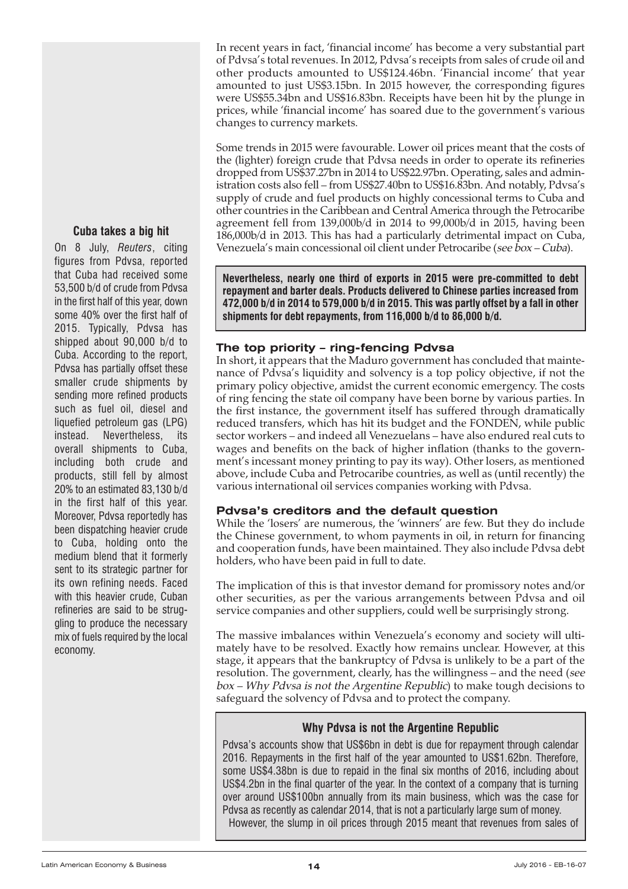In recent years in fact, 'financial income' has become a very substantial part of Pdvsa's total revenues. In 2012, Pdvsa's receipts from sales of crude oil and other products amounted to US$124.46bn. 'Financial income' that year amounted to just US$3.15bn. In 2015 however, the corresponding figures were US$55.34bn and US$16.83bn. Receipts have been hit by the plunge in prices, while 'financial income' has soared due to the government's various changes to currency markets.

Some trends in 2015 were favourable. Lower oil prices meant that the costs of the (lighter) foreign crude that Pdvsa needs in order to operate its refineries dropped from US$37.27bn in 2014 to US$22.97bn. Operating, sales and administration costs also fell – from US$27.40bn to US$16.83bn. And notably, Pdvsa's supply of crude and fuel products on highly concessional terms to Cuba and other countries in the Caribbean and Central America through the Petrocaribe agreement fell from 139,000b/d in 2014 to 99,000b/d in 2015, having been 186,000b/d in 2013. This has had a particularly detrimental impact on Cuba, Venezuela's main concessional oil client under Petrocaribe (*see box – Cuba*).

### Cuba takes a big hit

On 8 July, *Reuters*, citing figures from Pdvsa, reported that Cuba had received some 53,500 b/d of crude from Pdvsa in the first half of this year, down some 40% over the first half of 2015. Typically, Pdvsa has shipped about 90,000 b/d to Cuba. According to the report, Pdvsa has partially offset these smaller crude shipments by sending more refined products such as fuel oil, diesel and liquefied petroleum gas (LPG) instead. Nevertheless, its overall shipments to Cuba, including both crude and products, still fell by almost 20% to an estimated 83,130 b/d in the first half of this year. Moreover, Pdvsa reportedly has been dispatching heavier crude to Cuba, holding onto the medium blend that it formerly sent to its strategic partner for its own refining needs. Faced with this heavier crude, Cuban refineries are said to be struggling to produce the necessary mix of fuels required by the local economy.

**Nevertheless, nearly one third of exports in 2015 were pre-committed to debt repayment and barter deals. Products delivered to Chinese parties increased from 472,000 b/d in 2014 to 579,000 b/d in 2015. This was partly offset by a fall in other shipments for debt repayments, from 116,000 b/d to 86,000 b/d.**

## The top priority – ring-fencing Pdvsa

In short, it appears that the Maduro government has concluded that maintenance of Pdvsa's liquidity and solvency is a top policy objective, if not the primary policy objective, amidst the current economic emergency. The costs of ring fencing the state oil company have been borne by various parties. In the first instance, the government itself has suffered through dramatically reduced transfers, which has hit its budget and the FONDEN, while public sector workers – and indeed all Venezuelans – have also endured real cuts to wages and benefits on the back of higher inflation (thanks to the government's incessant money printing to pay its way). Other losers, as mentioned above, include Cuba and Petrocaribe countries, as well as (until recently) the various international oil services companies working with Pdvsa.

## Pdvsa's creditors and the default question

While the 'losers' are numerous, the 'winners' are few. But they do include the Chinese government, to whom payments in oil, in return for financing and cooperation funds, have been maintained. They also include Pdvsa debt holders, who have been paid in full to date.

The implication of this is that investor demand for promissory notes and/or other securities, as per the various arrangements between Pdvsa and oil service companies and other suppliers, could well be surprisingly strong.

The massive imbalances within Venezuela's economy and society will ultimately have to be resolved. Exactly how remains unclear. However, at this stage, it appears that the bankruptcy of Pdvsa is unlikely to be a part of the resolution. The government, clearly, has the willingness – and the need (*see box – Why Pdvsa is not the Argentine Republic*) to make tough decisions to safeguard the solvency of Pdvsa and to protect the company.

### Why Pdvsa is not the Argentine Republic

Pdvsa's accounts show that US$6bn in debt is due for repayment through calendar 2016. Repayments in the first half of the year amounted to US$1.62bn. Therefore, some US$4.38bn is due to repaid in the final six months of 2016, including about US$4.2bn in the final quarter of the year. In the context of a company that is turning over around US$100bn annually from its main business, which was the case for Pdvsa as recently as calendar 2014, that is not a particularly large sum of money.

However, the slump in oil prices through 2015 meant that revenues from sales of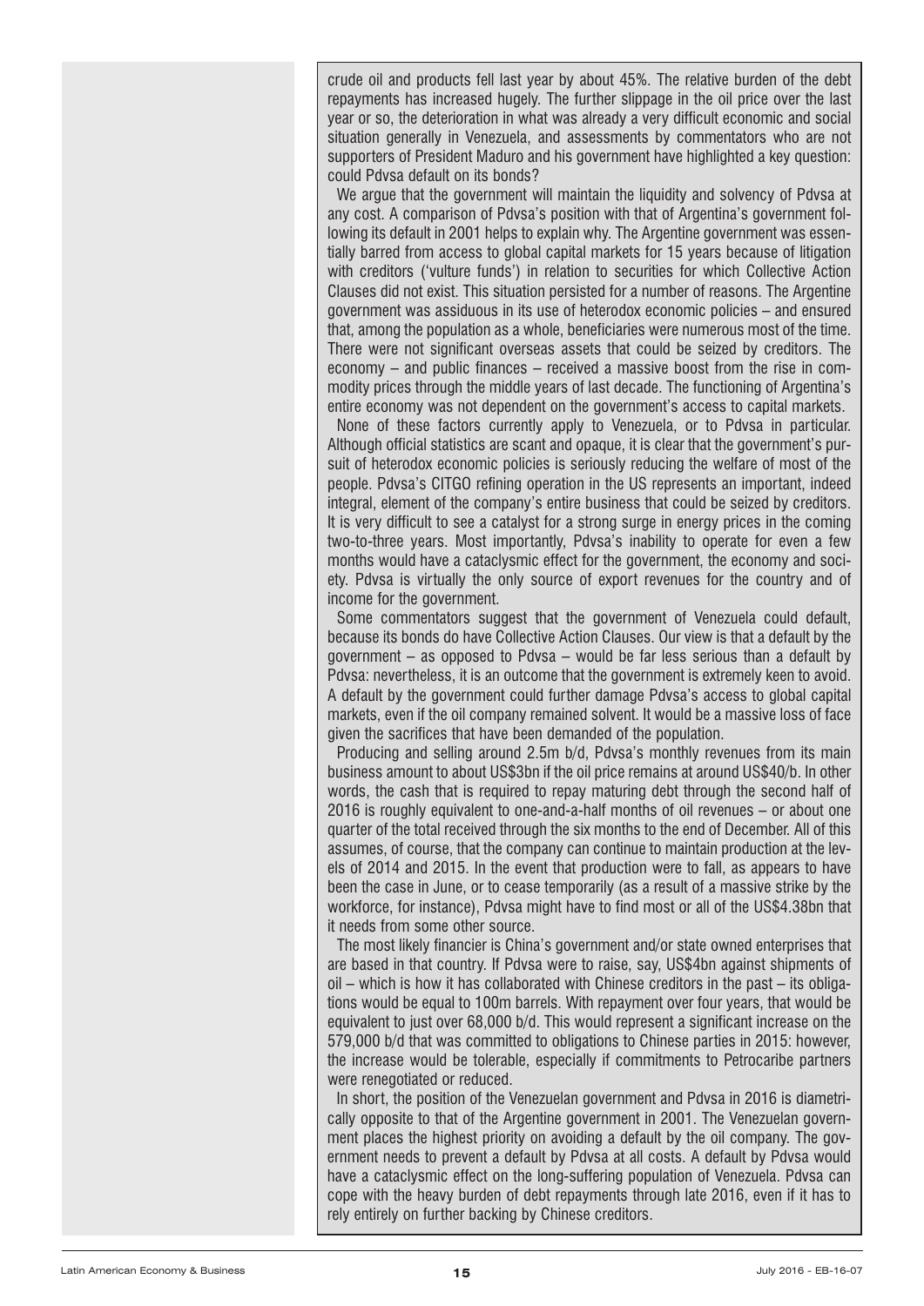crude oil and products fell last year by about 45%. The relative burden of the debt repayments has increased hugely. The further slippage in the oil price over the last year or so, the deterioration in what was already a very difficult economic and social situation generally in Venezuela, and assessments by commentators who are not supporters of President Maduro and his government have highlighted a key question: could Pdvsa default on its bonds?

We argue that the government will maintain the liquidity and solvency of Pdvsa at any cost. A comparison of Pdvsa's position with that of Argentina's government following its default in 2001 helps to explain why. The Argentine government was essentially barred from access to global capital markets for 15 years because of litigation with creditors ('vulture funds') in relation to securities for which Collective Action Clauses did not exist. This situation persisted for a number of reasons. The Argentine government was assiduous in its use of heterodox economic policies – and ensured that, among the population as a whole, beneficiaries were numerous most of the time. There were not significant overseas assets that could be seized by creditors. The economy – and public finances – received a massive boost from the rise in commodity prices through the middle years of last decade. The functioning of Argentina's entire economy was not dependent on the government's access to capital markets.

None of these factors currently apply to Venezuela, or to Pdvsa in particular. Although official statistics are scant and opaque, it is clear that the government's pursuit of heterodox economic policies is seriously reducing the welfare of most of the people. Pdvsa's CITGO refining operation in the US represents an important, indeed integral, element of the company's entire business that could be seized by creditors. It is very difficult to see a catalyst for a strong surge in energy prices in the coming two-to-three years. Most importantly, Pdvsa's inability to operate for even a few months would have a cataclysmic effect for the government, the economy and society. Pdvsa is virtually the only source of export revenues for the country and of income for the government.

Some commentators suggest that the government of Venezuela could default, because its bonds do have Collective Action Clauses. Our view is that a default by the government – as opposed to Pdvsa – would be far less serious than a default by Pdvsa: nevertheless, it is an outcome that the government is extremely keen to avoid. A default by the government could further damage Pdvsa's access to global capital markets, even if the oil company remained solvent. It would be a massive loss of face given the sacrifices that have been demanded of the population.

Producing and selling around 2.5m b/d, Pdvsa's monthly revenues from its main business amount to about US$3bn if the oil price remains at around US$40/b. In other words, the cash that is required to repay maturing debt through the second half of 2016 is roughly equivalent to one-and-a-half months of oil revenues – or about one quarter of the total received through the six months to the end of December. All of this assumes, of course, that the company can continue to maintain production at the levels of 2014 and 2015. In the event that production were to fall, as appears to have been the case in June, or to cease temporarily (as a result of a massive strike by the workforce, for instance), Pdvsa might have to find most or all of the US$4.38bn that it needs from some other source.

The most likely financier is China's government and/or state owned enterprises that are based in that country. If Pdvsa were to raise, say, US$4bn against shipments of oil – which is how it has collaborated with Chinese creditors in the past – its obligations would be equal to 100m barrels. With repayment over four years, that would be equivalent to just over 68,000 b/d. This would represent a significant increase on the 579,000 b/d that was committed to obligations to Chinese parties in 2015: however, the increase would be tolerable, especially if commitments to Petrocaribe partners were renegotiated or reduced.

In short, the position of the Venezuelan government and Pdvsa in 2016 is diametrically opposite to that of the Argentine government in 2001. The Venezuelan government places the highest priority on avoiding a default by the oil company. The government needs to prevent a default by Pdvsa at all costs. A default by Pdvsa would have a cataclysmic effect on the long-suffering population of Venezuela. Pdvsa can cope with the heavy burden of debt repayments through late 2016, even if it has to rely entirely on further backing by Chinese creditors.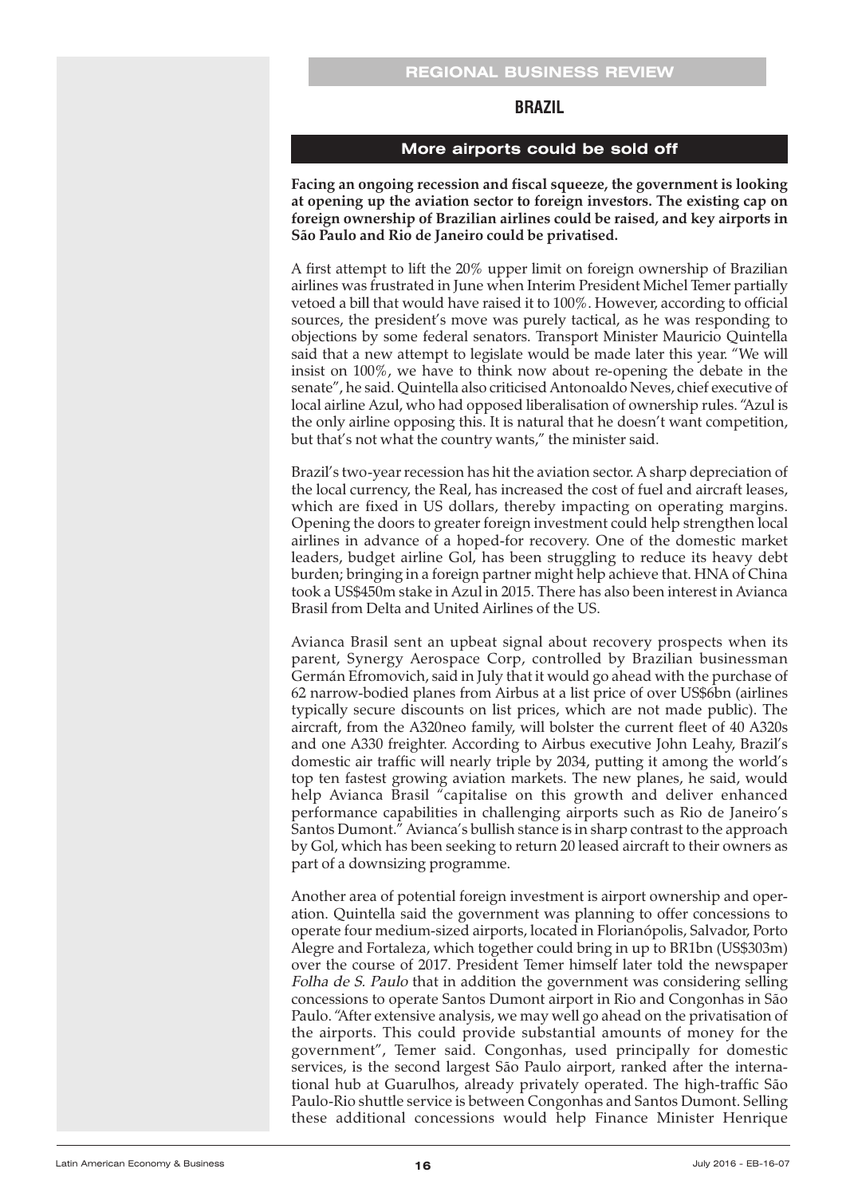REGIONAL BUSINESS REVIEW

## BRAZIL

### More airports could be sold off

**Facing an ongoing recession and fiscal squeeze, the government is looking at opening up the aviation sector to foreign investors. The existing cap on foreign ownership of Brazilian airlines could be raised, and key airports in São Paulo and Rio de Janeiro could be privatised.**

A first attempt to lift the 20% upper limit on foreign ownership of Brazilian airlines was frustrated in June when Interim President Michel Temer partially vetoed a bill that would have raised it to 100%. However, according to official sources, the president's move was purely tactical, as he was responding to objections by some federal senators. Transport Minister Mauricio Quintella said that a new attempt to legislate would be made later this year. "We will insist on 100%, we have to think now about re-opening the debate in the senate", he said. Quintella also criticised Antonoaldo Neves, chief executive of local airline Azul, who had opposed liberalisation of ownership rules. "Azul is the only airline opposing this. It is natural that he doesn't want competition, but that's not what the country wants," the minister said.

Brazil's two-year recession has hit the aviation sector. A sharp depreciation of the local currency, the Real, has increased the cost of fuel and aircraft leases, which are fixed in US dollars, thereby impacting on operating margins. Opening the doors to greater foreign investment could help strengthen local airlines in advance of a hoped-for recovery. One of the domestic market leaders, budget airline Gol, has been struggling to reduce its heavy debt burden; bringing in a foreign partner might help achieve that. HNA of China took a US$450m stake in Azul in 2015. There has also been interest in Avianca Brasil from Delta and United Airlines of the US.

Avianca Brasil sent an upbeat signal about recovery prospects when its parent, Synergy Aerospace Corp, controlled by Brazilian businessman Germán Efromovich, said in July that it would go ahead with the purchase of 62 narrow-bodied planes from Airbus at a list price of over US$6bn (airlines typically secure discounts on list prices, which are not made public). The aircraft, from the A320neo family, will bolster the current fleet of 40 A320s and one A330 freighter. According to Airbus executive John Leahy, Brazil's domestic air traffic will nearly triple by 2034, putting it among the world's top ten fastest growing aviation markets. The new planes, he said, would help Avianca Brasil "capitalise on this growth and deliver enhanced performance capabilities in challenging airports such as Rio de Janeiro's Santos Dumont." Avianca's bullish stance is in sharp contrast to the approach by Gol, which has been seeking to return 20 leased aircraft to their owners as part of a downsizing programme.

Another area of potential foreign investment is airport ownership and operation. Quintella said the government was planning to offer concessions to operate four medium-sized airports, located in Florianópolis, Salvador, Porto Alegre and Fortaleza, which together could bring in up to BR1bn (US$303m) over the course of 2017. President Temer himself later told the newspaper *Folha de S. Paulo* that in addition the government was considering selling concessions to operate Santos Dumont airport in Rio and Congonhas in São Paulo. "After extensive analysis, we may well go ahead on the privatisation of the airports. This could provide substantial amounts of money for the government", Temer said. Congonhas, used principally for domestic services, is the second largest São Paulo airport, ranked after the international hub at Guarulhos, already privately operated. The high-traffic São Paulo-Rio shuttle service is between Congonhas and Santos Dumont. Selling these additional concessions would help Finance Minister Henrique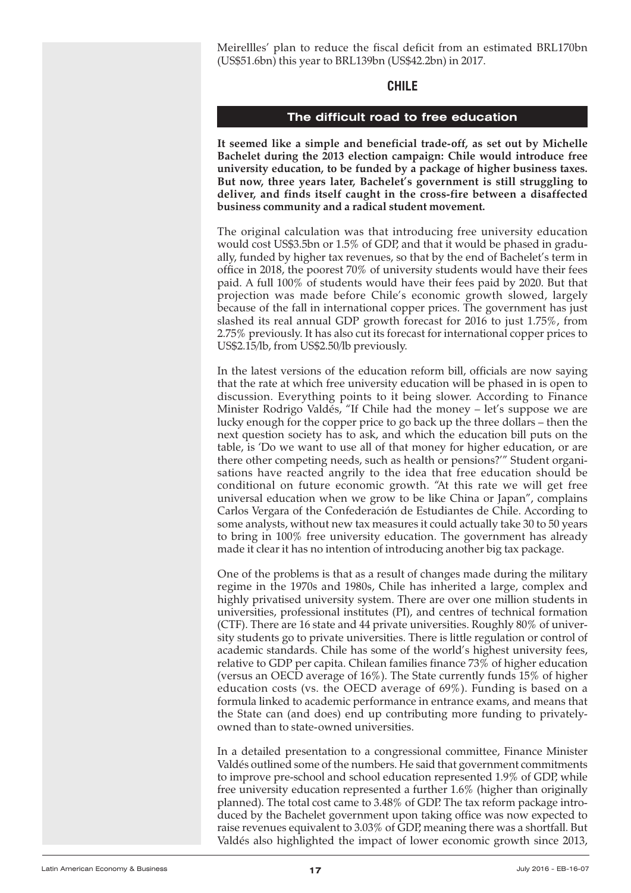Meirellles' plan to reduce the fiscal deficit from an estimated BRL170bn (US$51.6bn) this year to BRL139bn (US$42.2bn) in 2017.

## CHILE

### The difficult road to free education

**It seemed like a simple and beneficial trade-off, as set out by Michelle Bachelet during the 2013 election campaign: Chile would introduce free university education, to be funded by a package of higher business taxes. But now, three years later, Bachelet's government is still struggling to deliver, and finds itself caught in the cross-fire between a disaffected business community and a radical student movement.**

The original calculation was that introducing free university education would cost US$3.5bn or 1.5% of GDP, and that it would be phased in gradually, funded by higher tax revenues, so that by the end of Bachelet's term in office in 2018, the poorest 70% of university students would have their fees paid. A full 100% of students would have their fees paid by 2020. But that projection was made before Chile's economic growth slowed, largely because of the fall in international copper prices. The government has just slashed its real annual GDP growth forecast for 2016 to just 1.75%, from 2.75% previously. It has also cut its forecast for international copper prices to US$2.15/lb, from US$2.50/lb previously.

In the latest versions of the education reform bill, officials are now saying that the rate at which free university education will be phased in is open to discussion. Everything points to it being slower. According to Finance Minister Rodrigo Valdés, "If Chile had the money – let's suppose we are lucky enough for the copper price to go back up the three dollars – then the next question society has to ask, and which the education bill puts on the table, is 'Do we want to use all of that money for higher education, or are there other competing needs, such as health or pensions?'" Student organisations have reacted angrily to the idea that free education should be conditional on future economic growth. "At this rate we will get free universal education when we grow to be like China or Japan", complains Carlos Vergara of the Confederación de Estudiantes de Chile. According to some analysts, without new tax measures it could actually take 30 to 50 years to bring in 100% free university education. The government has already made it clear it has no intention of introducing another big tax package.

One of the problems is that as a result of changes made during the military regime in the 1970s and 1980s, Chile has inherited a large, complex and highly privatised university system. There are over one million students in universities, professional institutes (PI), and centres of technical formation (CTF). There are 16 state and 44 private universities. Roughly 80% of university students go to private universities. There is little regulation or control of academic standards. Chile has some of the world's highest university fees, relative to GDP per capita. Chilean families finance 73% of higher education (versus an OECD average of 16%). The State currently funds 15% of higher education costs (vs. the OECD average of 69%). Funding is based on a formula linked to academic performance in entrance exams, and means that the State can (and does) end up contributing more funding to privately-owned than to state-owned universities.

In a detailed presentation to a congressional committee, Finance Minister Valdés outlined some of the numbers. He said that government commitments to improve pre-school and school education represented 1.9% of GDP, while free university education represented a further 1.6% (higher than originally planned). The total cost came to 3.48% of GDP. The tax reform package introduced by the Bachelet government upon taking office was now expected to raise revenues equivalent to 3.03% of GDP, meaning there was a shortfall. But Valdés also highlighted the impact of lower economic growth since 2013,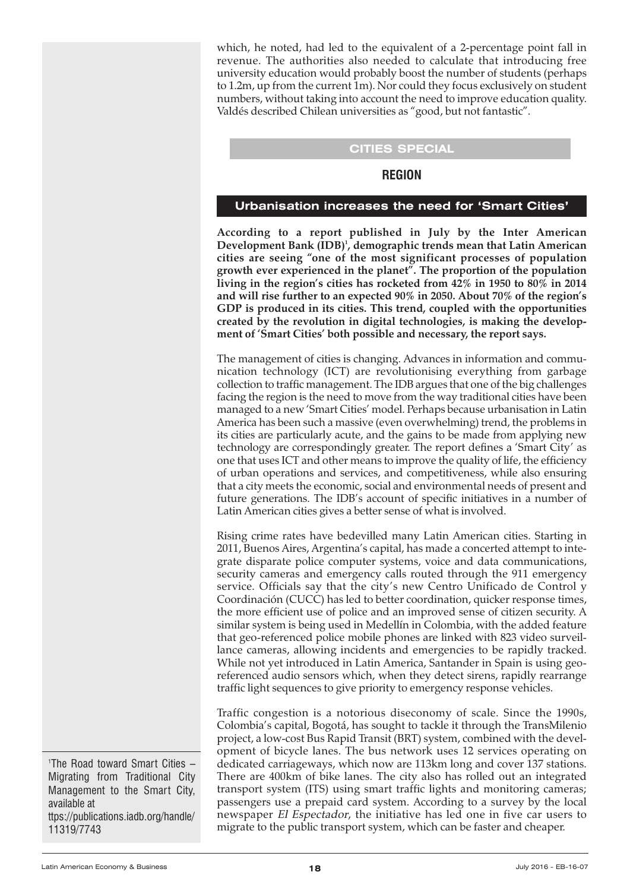which, he noted, had led to the equivalent of a 2-percentage point fall in revenue. The authorities also needed to calculate that introducing free university education would probably boost the number of students (perhaps to 1.2m, up from the current 1m). Nor could they focus exclusively on student numbers, without taking into account the need to improve education quality. Valdés described Chilean universities as "good, but not fantastic".

## CITIES SPECIAL

## REGION

### Urbanisation increases the need for 'Smart Cities'

**According to a report published in July by the Inter American Development Bank (IDB)[1], demographic trends mean that Latin American cities are seeing "one of the most significant processes of population growth ever experienced in the planet". The proportion of the population living in the region's cities has rocketed from 42% in 1950 to 80% in 2014 and will rise further to an expected 90% in 2050. About 70% of the region's GDP is produced in its cities. This trend, coupled with the opportunities created by the revolution in digital technologies, is making the development of 'Smart Cities' both possible and necessary, the report says.**

The management of cities is changing. Advances in information and communication technology (ICT) are revolutionising everything from garbage collection to traffic management. The IDB argues that one of the big challenges facing the region is the need to move from the way traditional cities have been managed to a new 'Smart Cities' model. Perhaps because urbanisation in Latin America has been such a massive (even overwhelming) trend, the problems in its cities are particularly acute, and the gains to be made from applying new technology are correspondingly greater. The report defines a 'Smart City' as one that uses ICT and other means to improve the quality of life, the efficiency of urban operations and services, and competitiveness, while also ensuring that a city meets the economic, social and environmental needs of present and future generations. The IDB's account of specific initiatives in a number of Latin American cities gives a better sense of what is involved.

Rising crime rates have bedevilled many Latin American cities. Starting in 2011, Buenos Aires, Argentina's capital, has made a concerted attempt to integrate disparate police computer systems, voice and data communications, security cameras and emergency calls routed through the 911 emergency service. Officials say that the city's new Centro Unificado de Control y Coordinación (CUCC) has led to better coordination, quicker response times, the more efficient use of police and an improved sense of citizen security. A similar system is being used in Medellín in Colombia, with the added feature that geo-referenced police mobile phones are linked with 823 video surveillance cameras, allowing incidents and emergencies to be rapidly tracked. While not yet introduced in Latin America, Santander in Spain is using geo-referenced audio sensors which, when they detect sirens, rapidly rearrange traffic light sequences to give priority to emergency response vehicles.

Traffic congestion is a notorious diseconomy of scale. Since the 1990s, Colombia's capital, Bogotá, has sought to tackle it through the TransMilenio project, a low-cost Bus Rapid Transit (BRT) system, combined with the development of bicycle lanes. The bus network uses 12 services operating on dedicated carriageways, which now are 113km long and cover 137 stations. There are 400km of bike lanes. The city also has rolled out an integrated transport system (ITS) using smart traffic lights and monitoring cameras; passengers use a prepaid card system. According to a survey by the local newspaper *El Espectador*, the initiative has led one in five car users to migrate to the public transport system, which can be faster and cheaper.

---

[1] The Road toward Smart Cities – Migrating from Traditional City Management to the Smart City, available at ttps://publications.iadb.org/handle/11319/7743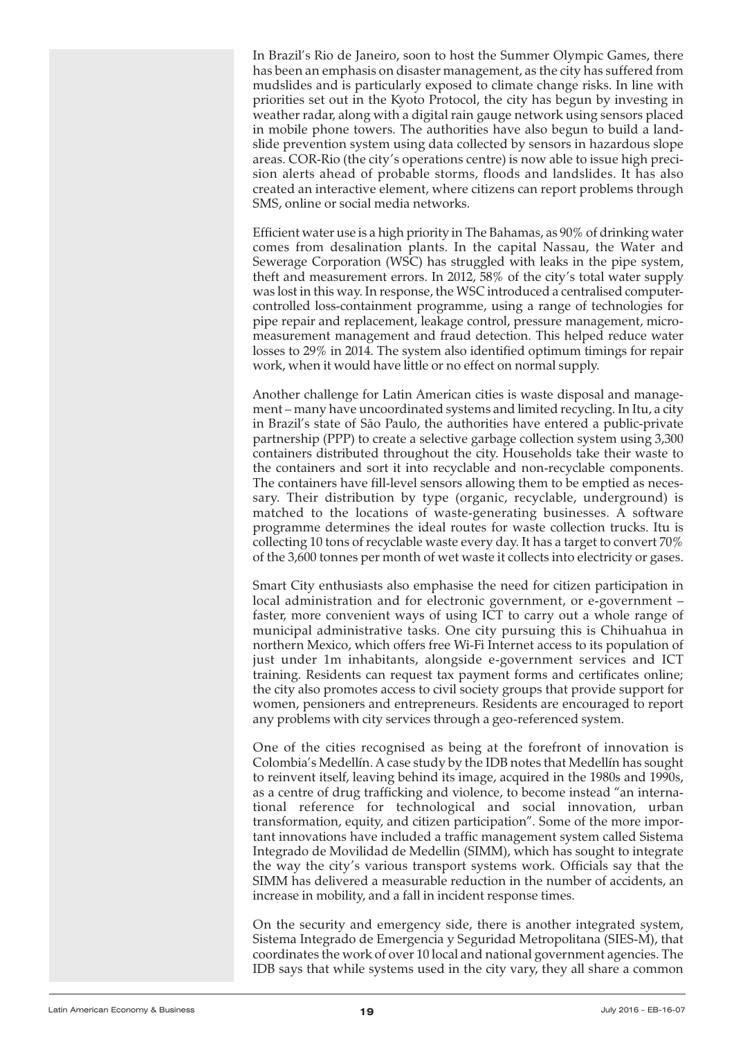In Brazil's Rio de Janeiro, soon to host the Summer Olympic Games, there has been an emphasis on disaster management, as the city has suffered from mudslides and is particularly exposed to climate change risks. In line with priorities set out in the Kyoto Protocol, the city has begun by investing in weather radar, along with a digital rain gauge network using sensors placed in mobile phone towers. The authorities have also begun to build a landslide prevention system using data collected by sensors in hazardous slope areas. COR-Rio (the city's operations centre) is now able to issue high precision alerts ahead of probable storms, floods and landslides. It has also created an interactive element, where citizens can report problems through SMS, online or social media networks.

Efficient water use is a high priority in The Bahamas, as 90% of drinking water comes from desalination plants. In the capital Nassau, the Water and Sewerage Corporation (WSC) has struggled with leaks in the pipe system, theft and measurement errors. In 2012, 58% of the city's total water supply was lost in this way. In response, the WSC introduced a centralised computer-controlled loss-containment programme, using a range of technologies for pipe repair and replacement, leakage control, pressure management, micro-measurement management and fraud detection. This helped reduce water losses to 29% in 2014. The system also identified optimum timings for repair work, when it would have little or no effect on normal supply.

Another challenge for Latin American cities is waste disposal and management – many have uncoordinated systems and limited recycling. In Itu, a city in Brazil's state of São Paulo, the authorities have entered a public-private partnership (PPP) to create a selective garbage collection system using 3,300 containers distributed throughout the city. Households take their waste to the containers and sort it into recyclable and non-recyclable components. The containers have fill-level sensors allowing them to be emptied as necessary. Their distribution by type (organic, recyclable, underground) is matched to the locations of waste-generating businesses. A software programme determines the ideal routes for waste collection trucks. Itu is collecting 10 tons of recyclable waste every day. It has a target to convert 70% of the 3,600 tonnes per month of wet waste it collects into electricity or gases.

Smart City enthusiasts also emphasise the need for citizen participation in local administration and for electronic government, or e-government – faster, more convenient ways of using ICT to carry out a whole range of municipal administrative tasks. One city pursuing this is Chihuahua in northern Mexico, which offers free Wi-Fi Internet access to its population of just under 1m inhabitants, alongside e-government services and ICT training. Residents can request tax payment forms and certificates online; the city also promotes access to civil society groups that provide support for women, pensioners and entrepreneurs. Residents are encouraged to report any problems with city services through a geo-referenced system.

One of the cities recognised as being at the forefront of innovation is Colombia's Medellín. A case study by the IDB notes that Medellín has sought to reinvent itself, leaving behind its image, acquired in the 1980s and 1990s, as a centre of drug trafficking and violence, to become instead "an international reference for technological and social innovation, urban transformation, equity, and citizen participation". Some of the more important innovations have included a traffic management system called Sistema Integrado de Movilidad de Medellin (SIMM), which has sought to integrate the way the city's various transport systems work. Officials say that the SIMM has delivered a measurable reduction in the number of accidents, an increase in mobility, and a fall in incident response times.

On the security and emergency side, there is another integrated system, Sistema Integrado de Emergencia y Seguridad Metropolitana (SIES-M), that coordinates the work of over 10 local and national government agencies. The IDB says that while systems used in the city vary, they all share a common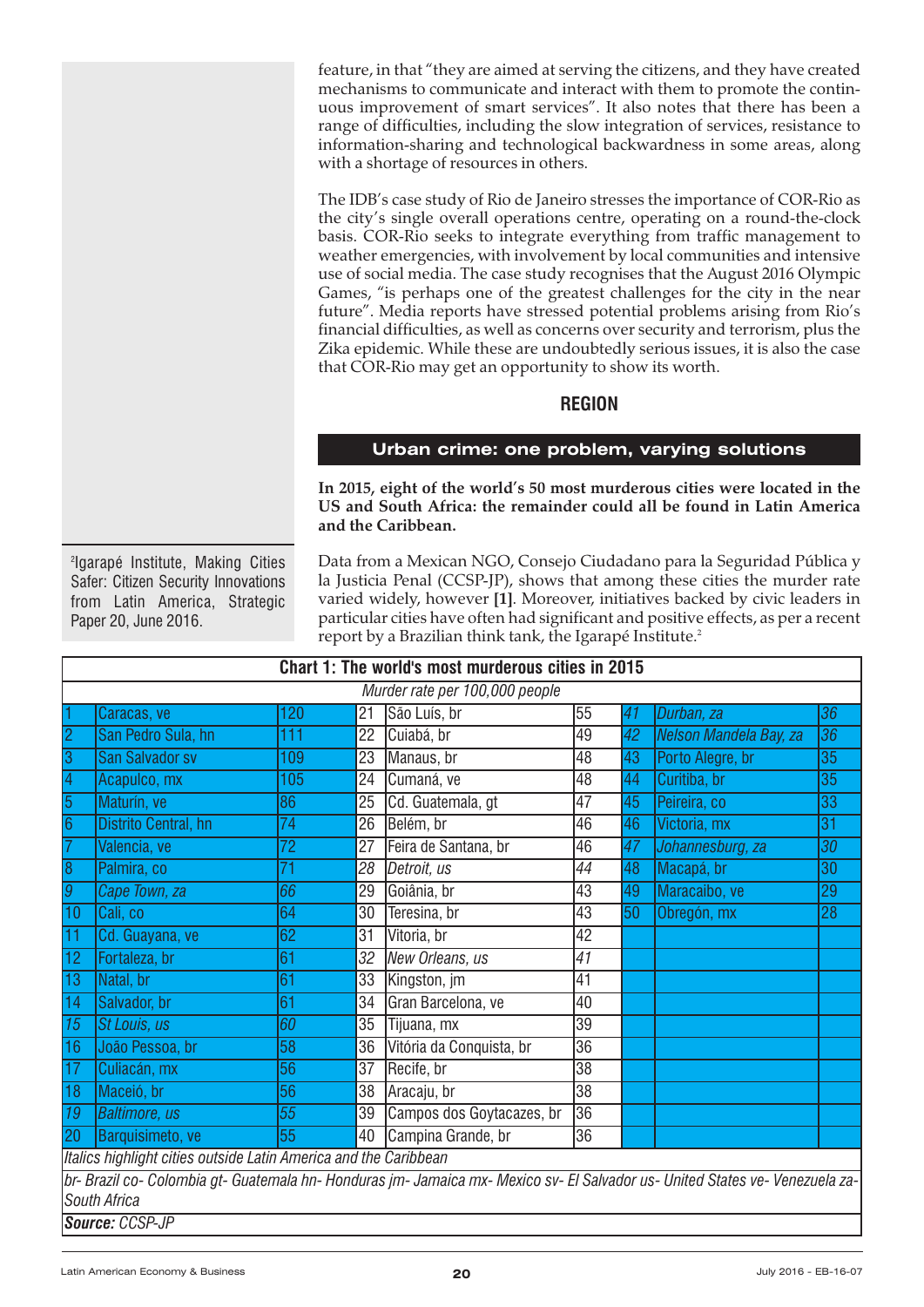feature, in that "they are aimed at serving the citizens, and they have created mechanisms to communicate and interact with them to promote the continuous improvement of smart services". It also notes that there has been a range of difficulties, including the slow integration of services, resistance to information-sharing and technological backwardness in some areas, along with a shortage of resources in others.

The IDB's case study of Rio de Janeiro stresses the importance of COR-Rio as the city's single overall operations centre, operating on a round-the-clock basis. COR-Rio seeks to integrate everything from traffic management to weather emergencies, with involvement by local communities and intensive use of social media. The case study recognises that the August 2016 Olympic Games, "is perhaps one of the greatest challenges for the city in the near future". Media reports have stressed potential problems arising from Rio's financial difficulties, as well as concerns over security and terrorism, plus the Zika epidemic. While these are undoubtedly serious issues, it is also the case that COR-Rio may get an opportunity to show its worth.

## REGION

### Urban crime: one problem, varying solutions

**In 2015, eight of the world's 50 most murderous cities were located in the US and South Africa: the remainder could all be found in Latin America and the Caribbean.**

Data from a Mexican NGO, Consejo Ciudadano para la Seguridad Pública y la Justicia Penal (CCSP-JP), shows that among these cities the murder rate varied widely, however **[1]**. Moreover, initiatives backed by civic leaders in particular cities have often had significant and positive effects, as per a recent report by a Brazilian think tank, the Igarapé Institute.[2]

[2]Igarapé Institute, Making Cities Safer: Citizen Security Innovations from Latin America, Strategic Paper 20, June 2016.

**Chart 1: The world's most murderous cities in 2015**

*Murder rate per 100,000 people*

| | City | Rate | | City | Rate | | City | Rate |
|---|---|---|---|---|---|---|---|---|
| 1 | Caracas, ve | 120 | 21 | São Luís, br | 55 | *41* | *Durban, za* | *36* |
| 2 | San Pedro Sula, hn | 111 | 22 | Cuiabá, br | 49 | *42* | *Nelson Mandela Bay, za* | *36* |
| 3 | San Salvador sv | 109 | 23 | Manaus, br | 48 | 43 | Porto Alegre, br | 35 |
| 4 | Acapulco, mx | 105 | 24 | Cumaná, ve | 48 | 44 | Curitiba, br | 35 |
| 5 | Maturín, ve | 86 | 25 | Cd. Guatemala, gt | 47 | 45 | Peireira, co | 33 |
| 6 | Distrito Central, hn | 74 | 26 | Belém, br | 46 | 46 | Victoria, mx | 31 |
| 7 | Valencia, ve | 72 | 27 | Feira de Santana, br | 46 | *47* | *Johannesburg, za* | *30* |
| 8 | Palmira, co | 71 | *28* | *Detroit, us* | *44* | 48 | Macapá, br | 30 |
| *9* | *Cape Town, za* | *66* | 29 | Goiânia, br | 43 | 49 | Maracaibo, ve | 29 |
| 10 | Cali, co | 64 | 30 | Teresina, br | 43 | 50 | Obregón, mx | 28 |
| 11 | Cd. Guayana, ve | 62 | 31 | Vitoria, br | 42 | | | |
| 12 | Fortaleza, br | 61 | *32* | *New Orleans, us* | *41* | | | |
| 13 | Natal, br | 61 | 33 | Kingston, jm | 41 | | | |
| 14 | Salvador, br | 61 | 34 | Gran Barcelona, ve | 40 | | | |
| *15* | *St Louis, us* | *60* | 35 | Tijuana, mx | 39 | | | |
| 16 | João Pessoa, br | 58 | 36 | Vitória da Conquista, br | 36 | | | |
| 17 | Culiacán, mx | 56 | 37 | Recife, br | 38 | | | |
| 18 | Maceió, br | 56 | 38 | Aracaju, br | 38 | | | |
| *19* | *Baltimore, us* | *55* | 39 | Campos dos Goytacazes, br | 36 | | | |
| 20 | Barquisimeto, ve | 55 | 40 | Campina Grande, br | 36 | | | |

*Italics highlight cities outside Latin America and the Caribbean*

*br- Brazil co- Colombia gt- Guatemala hn- Honduras jm- Jamaica mx- Mexico sv- El Salvador us- United States ve- Venezuela za- South Africa*

***Source:** CCSP-JP*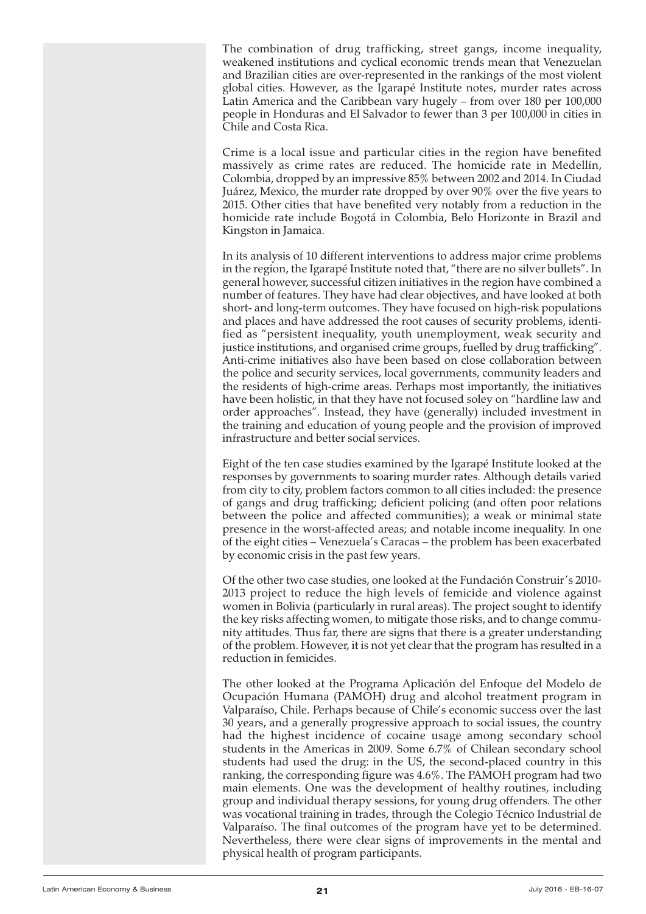The combination of drug trafficking, street gangs, income inequality, weakened institutions and cyclical economic trends mean that Venezuelan and Brazilian cities are over-represented in the rankings of the most violent global cities. However, as the Igarapé Institute notes, murder rates across Latin America and the Caribbean vary hugely – from over 180 per 100,000 people in Honduras and El Salvador to fewer than 3 per 100,000 in cities in Chile and Costa Rica.

Crime is a local issue and particular cities in the region have benefited massively as crime rates are reduced. The homicide rate in Medellín, Colombia, dropped by an impressive 85% between 2002 and 2014. In Ciudad Juárez, Mexico, the murder rate dropped by over 90% over the five years to 2015. Other cities that have benefited very notably from a reduction in the homicide rate include Bogotá in Colombia, Belo Horizonte in Brazil and Kingston in Jamaica.

In its analysis of 10 different interventions to address major crime problems in the region, the Igarapé Institute noted that, "there are no silver bullets". In general however, successful citizen initiatives in the region have combined a number of features. They have had clear objectives, and have looked at both short- and long-term outcomes. They have focused on high-risk populations and places and have addressed the root causes of security problems, identified as "persistent inequality, youth unemployment, weak security and justice institutions, and organised crime groups, fuelled by drug trafficking". Anti-crime initiatives also have been based on close collaboration between the police and security services, local governments, community leaders and the residents of high-crime areas. Perhaps most importantly, the initiatives have been holistic, in that they have not focused soley on "hardline law and order approaches". Instead, they have (generally) included investment in the training and education of young people and the provision of improved infrastructure and better social services.

Eight of the ten case studies examined by the Igarapé Institute looked at the responses by governments to soaring murder rates. Although details varied from city to city, problem factors common to all cities included: the presence of gangs and drug trafficking; deficient policing (and often poor relations between the police and affected communities); a weak or minimal state presence in the worst-affected areas; and notable income inequality. In one of the eight cities – Venezuela's Caracas – the problem has been exacerbated by economic crisis in the past few years.

Of the other two case studies, one looked at the Fundación Construir's 2010-2013 project to reduce the high levels of femicide and violence against women in Bolivia (particularly in rural areas). The project sought to identify the key risks affecting women, to mitigate those risks, and to change community attitudes. Thus far, there are signs that there is a greater understanding of the problem. However, it is not yet clear that the program has resulted in a reduction in femicides.

The other looked at the Programa Aplicación del Enfoque del Modelo de Ocupación Humana (PAMOH) drug and alcohol treatment program in Valparaíso, Chile. Perhaps because of Chile's economic success over the last 30 years, and a generally progressive approach to social issues, the country had the highest incidence of cocaine usage among secondary school students in the Americas in 2009. Some 6.7% of Chilean secondary school students had used the drug: in the US, the second-placed country in this ranking, the corresponding figure was 4.6%. The PAMOH program had two main elements. One was the development of healthy routines, including group and individual therapy sessions, for young drug offenders. The other was vocational training in trades, through the Colegio Técnico Industrial de Valparaíso. The final outcomes of the program have yet to be determined. Nevertheless, there were clear signs of improvements in the mental and physical health of program participants.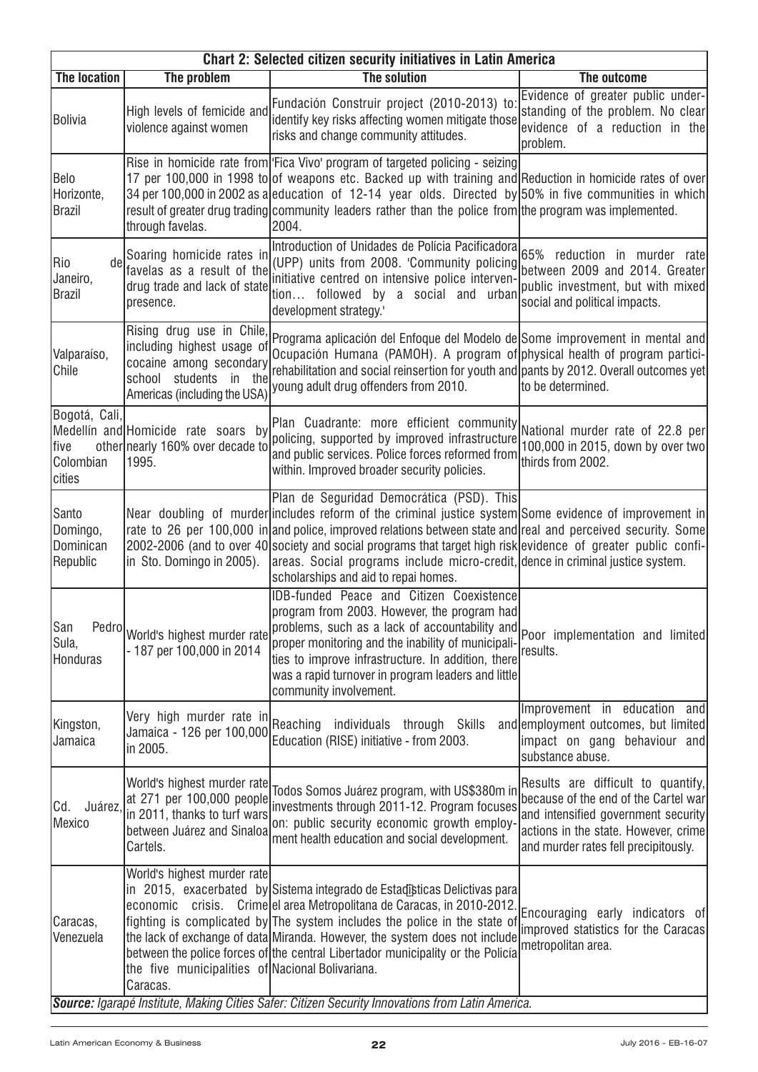**Chart 2: Selected citizen security initiatives in Latin America**

| The location | The problem | The solution | The outcome |
|---|---|---|---|
| Bolivia | High levels of femicide and violence against women | Fundación Construir project (2010-2013) to: identify key risks affecting women mitigate those risks and change community attitudes. | Evidence of greater public understanding of the problem. No clear evidence of a reduction in the problem. |
| Belo Horizonte, Brazil | Rise in homicide rate from 17 per 100,000 in 1998 to 34 per 100,000 in 2002 as a result of greater drug trading through favelas. | 'Fica Vivo' program of targeted policing - seizing of weapons etc. Backed up with training and education of 12-14 year olds. Directed by community leaders rather than the police from 2004. | Reduction in homicide rates of over 50% in five communities in which the program was implemented. |
| Rio de Janeiro, Brazil | Soaring homicide rates in favelas as a result of the drug trade and lack of state presence. | Introduction of Unidades de Polícia Pacificadora (UPP) units from 2008. 'Community policing initiative centred on intensive police intervention… followed by a social and urban development strategy.' | 65% reduction in murder rate between 2009 and 2014. Greater public investment, but with mixed social and political impacts. |
| Valparaíso, Chile | Rising drug use in Chile, including highest usage of cocaine among secondary school students in the Americas (including the USA) | Programa aplicación del Enfoque del Modelo de Ocupación Humana (PAMOH). A program of rehabilitation and social reinsertion for youth and young adult drug offenders from 2010. | Some improvement in mental and physical health of program participants by 2012. Overall outcomes yet to be determined. |
| Bogotá, Cali, Medellín and five other Colombian cities | Homicide rate soars by nearly 160% over decade to 1995. | Plan Cuadrante: more efficient community policing, supported by improved infrastructure and public services. Police forces reformed from within. Improved broader security policies. | National murder rate of 22.8 per 100,000 in 2015, down by over two thirds from 2002. |
| Santo Domingo, Dominican Republic | Near doubling of murder rate to 26 per 100,000 in 2002-2006 (and to over 40 in Sto. Domingo in 2005). | Plan de Seguridad Democrática (PSD). This includes reform of the criminal justice system and police, improved relations between state and society and social programs that target high risk areas. Social programs include micro-credit, scholarships and aid to repai homes. | Some evidence of improvement in real and perceived security. Some evidence of greater public confidence in criminal justice system. |
| San Pedro Sula, Honduras | World's highest murder rate - 187 per 100,000 in 2014 | IDB-funded Peace and Citizen Coexistence program from 2003. However, the program had problems, such as a lack of accountability and proper monitoring and the inability of municipalities to improve infrastructure. In addition, there was a rapid turnover in program leaders and little community involvement. | Poor implementation and limited results. |
| Kingston, Jamaica | Very high murder rate in Jamaica - 126 per 100,000 in 2005. | Reaching individuals through Skills and Education (RISE) initiative - from 2003. | Improvement in education and employment outcomes, but limited impact on gang behaviour and substance abuse. |
| Cd. Juárez, Mexico | World's highest murder rate at 271 per 100,000 people in 2011, thanks to turf wars between Juárez and Sinaloa Cartels. | Todos Somos Juárez program, with US$380m in investments through 2011-12. Program focuses on: public security economic growth employment health education and social development. | Results are difficult to quantify, because of the end of the Cartel war and intensified government security actions in the state. However, crime and murder rates fell precipitously. |
| Caracas, Venezuela | World's highest murder rate in 2015, exacerbated by economic crisis. Crime fighting is complicated by the lack of exchange of data between the police forces of the five municipalities of Caracas. | Sistema integrado de Estadísticas Delictivas para el area Metropolitana de Caracas, in 2010-2012. The system includes the police in the state of Miranda. However, the system does not include the central Libertador municipality or the Policía Nacional Bolivariana. | Encouraging early indicators of improved statistics for the Caracas metropolitan area. |

***Source:** Igarapé Institute, Making Cities Safer: Citizen Security Innovations from Latin America.*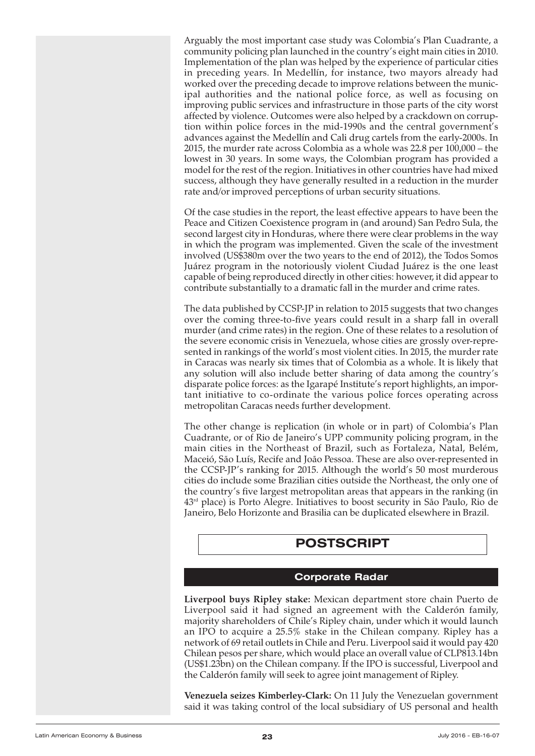Arguably the most important case study was Colombia's Plan Cuadrante, a community policing plan launched in the country's eight main cities in 2010. Implementation of the plan was helped by the experience of particular cities in preceding years. In Medellín, for instance, two mayors already had worked over the preceding decade to improve relations between the municipal authorities and the national police force, as well as focusing on improving public services and infrastructure in those parts of the city worst affected by violence. Outcomes were also helped by a crackdown on corruption within police forces in the mid-1990s and the central government's advances against the Medellín and Cali drug cartels from the early-2000s. In 2015, the murder rate across Colombia as a whole was 22.8 per 100,000 – the lowest in 30 years. In some ways, the Colombian program has provided a model for the rest of the region. Initiatives in other countries have had mixed success, although they have generally resulted in a reduction in the murder rate and/or improved perceptions of urban security situations.

Of the case studies in the report, the least effective appears to have been the Peace and Citizen Coexistence program in (and around) San Pedro Sula, the second largest city in Honduras, where there were clear problems in the way in which the program was implemented. Given the scale of the investment involved (US$380m over the two years to the end of 2012), the Todos Somos Juárez program in the notoriously violent Ciudad Juárez is the one least capable of being reproduced directly in other cities: however, it did appear to contribute substantially to a dramatic fall in the murder and crime rates.

The data published by CCSP-JP in relation to 2015 suggests that two changes over the coming three-to-five years could result in a sharp fall in overall murder (and crime rates) in the region. One of these relates to a resolution of the severe economic crisis in Venezuela, whose cities are grossly over-represented in rankings of the world's most violent cities. In 2015, the murder rate in Caracas was nearly six times that of Colombia as a whole. It is likely that any solution will also include better sharing of data among the country's disparate police forces: as the Igarapé Institute's report highlights, an important initiative to co-ordinate the various police forces operating across metropolitan Caracas needs further development.

The other change is replication (in whole or in part) of Colombia's Plan Cuadrante, or of Rio de Janeiro's UPP community policing program, in the main cities in the Northeast of Brazil, such as Fortaleza, Natal, Belém, Maceió, São Luís, Recife and João Pessoa. These are also over-represented in the CCSP-JP's ranking for 2015. Although the world's 50 most murderous cities do include some Brazilian cities outside the Northeast, the only one of the country's five largest metropolitan areas that appears in the ranking (in 43rd place) is Porto Alegre. Initiatives to boost security in São Paulo, Rio de Janeiro, Belo Horizonte and Brasilia can be duplicated elsewhere in Brazil.

# POSTSCRIPT

## Corporate Radar

**Liverpool buys Ripley stake:** Mexican department store chain Puerto de Liverpool said it had signed an agreement with the Calderón family, majority shareholders of Chile's Ripley chain, under which it would launch an IPO to acquire a 25.5% stake in the Chilean company. Ripley has a network of 69 retail outlets in Chile and Peru. Liverpool said it would pay 420 Chilean pesos per share, which would place an overall value of CLP813.14bn (US$1.23bn) on the Chilean company. If the IPO is successful, Liverpool and the Calderón family will seek to agree joint management of Ripley.

**Venezuela seizes Kimberley-Clark:** On 11 July the Venezuelan government said it was taking control of the local subsidiary of US personal and health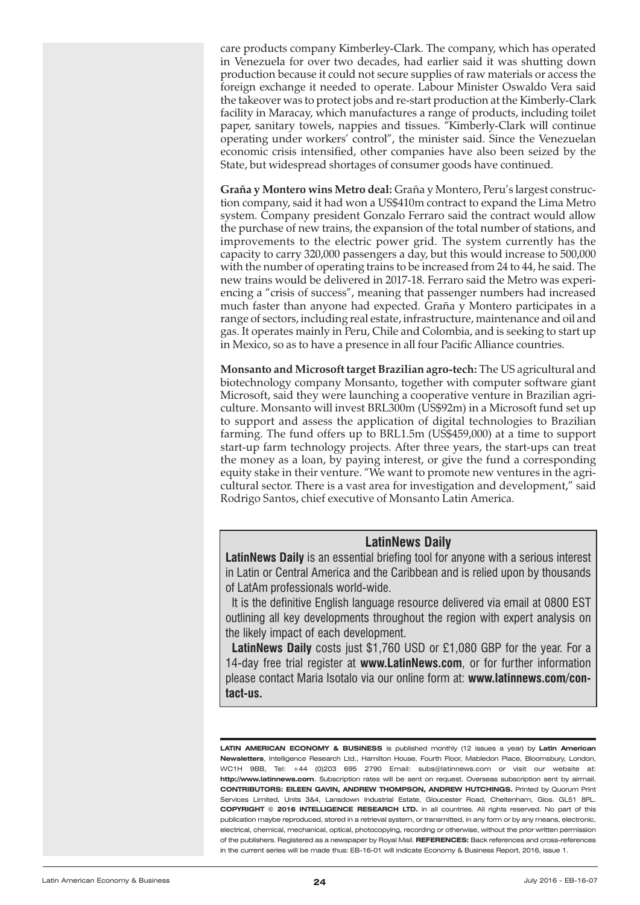care products company Kimberley-Clark. The company, which has operated in Venezuela for over two decades, had earlier said it was shutting down production because it could not secure supplies of raw materials or access the foreign exchange it needed to operate. Labour Minister Oswaldo Vera said the takeover was to protect jobs and re-start production at the Kimberly-Clark facility in Maracay, which manufactures a range of products, including toilet paper, sanitary towels, nappies and tissues. "Kimberly-Clark will continue operating under workers' control", the minister said. Since the Venezuelan economic crisis intensified, other companies have also been seized by the State, but widespread shortages of consumer goods have continued.

**Graña y Montero wins Metro deal:** Graña y Montero, Peru's largest construction company, said it had won a US$410m contract to expand the Lima Metro system. Company president Gonzalo Ferraro said the contract would allow the purchase of new trains, the expansion of the total number of stations, and improvements to the electric power grid. The system currently has the capacity to carry 320,000 passengers a day, but this would increase to 500,000 with the number of operating trains to be increased from 24 to 44, he said. The new trains would be delivered in 2017-18. Ferraro said the Metro was experiencing a "crisis of success", meaning that passenger numbers had increased much faster than anyone had expected. Graña y Montero participates in a range of sectors, including real estate, infrastructure, maintenance and oil and gas. It operates mainly in Peru, Chile and Colombia, and is seeking to start up in Mexico, so as to have a presence in all four Pacific Alliance countries.

**Monsanto and Microsoft target Brazilian agro-tech:** The US agricultural and biotechnology company Monsanto, together with computer software giant Microsoft, said they were launching a cooperative venture in Brazilian agriculture. Monsanto will invest BRL300m (US$92m) in a Microsoft fund set up to support and assess the application of digital technologies to Brazilian farming. The fund offers up to BRL1.5m (US$459,000) at a time to support start-up farm technology projects. After three years, the start-ups can treat the money as a loan, by paying interest, or give the fund a corresponding equity stake in their venture. "We want to promote new ventures in the agricultural sector. There is a vast area for investigation and development," said Rodrigo Santos, chief executive of Monsanto Latin America.

## LatinNews Daily

**LatinNews Daily** is an essential briefing tool for anyone with a serious interest in Latin or Central America and the Caribbean and is relied upon by thousands of LatAm professionals world-wide.

It is the definitive English language resource delivered via email at 0800 EST outlining all key developments throughout the region with expert analysis on the likely impact of each development.

**LatinNews Daily** costs just $1,760 USD or £1,080 GBP for the year. For a 14-day free trial register at **www.LatinNews.com**, or for further information please contact Maria Isotalo via our online form at: **www.latinnews.com/contact-us.**

**LATIN AMERICAN ECONOMY & BUSINESS** is published monthly (12 issues a year) by **Latin American Newsletters**, Intelligence Research Ltd., Hamilton House, Fourth Floor, Mabledon Place, Bloomsbury, London, WC1H 9BB, Tel: +44 (0)203 695 2790 Email: subs@latinnews.com or visit our website at: **http://www.latinnews.com**. Subscription rates will be sent on request. Overseas subscription sent by airmail. **CONTRIBUTORS: EILEEN GAVIN, ANDREW THOMPSON, ANDREW HUTCHINGS.** Printed by Quorum Print Services Limited, Units 3&4, Lansdown Industrial Estate, Gloucester Road, Cheltenham, Glos. GL51 8PL. **COPYRIGHT © 2016 INTELLIGENCE RESEARCH LTD.** in all countries. All rights reserved. No part of this publication maybe reproduced, stored in a retrieval system, or transmitted, in any form or by any means, electronic, electrical, chemical, mechanical, optical, photocopying, recording or otherwise, without the prior written permission of the publishers. Registered as a newspaper by Royal Mail. **REFERENCES:** Back references and cross-references in the current series will be made thus: EB-16-01 will indicate Economy & Business Report, 2016, issue 1.